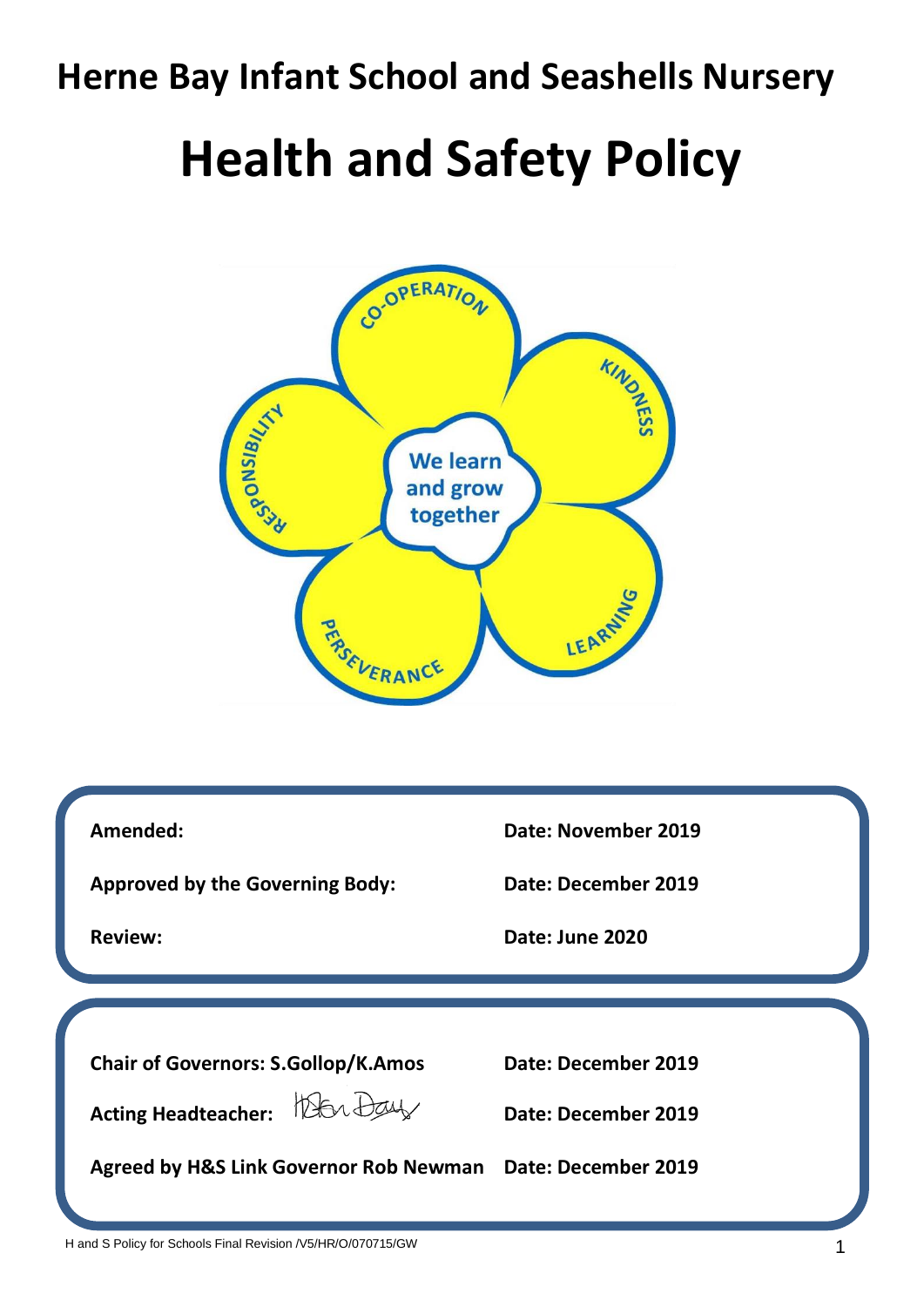# Herne Bay Infant School and Seashells Nursery

# Health and Safety Policy

| | |
|---|---|
| **Amended:** | **Date: November 2019** |
| **Approved by the Governing Body:** | **Date: December 2019** |
| **Review:** | **Date: June 2020** |

| | |
|---|---|
| **Chair of Governors: S.Gollop/K.Amos** | **Date: December 2019** |
| **Acting Headteacher:** | **Date: December 2019** |
| **Agreed by H&S Link Governor Rob Newman** | **Date: December 2019** |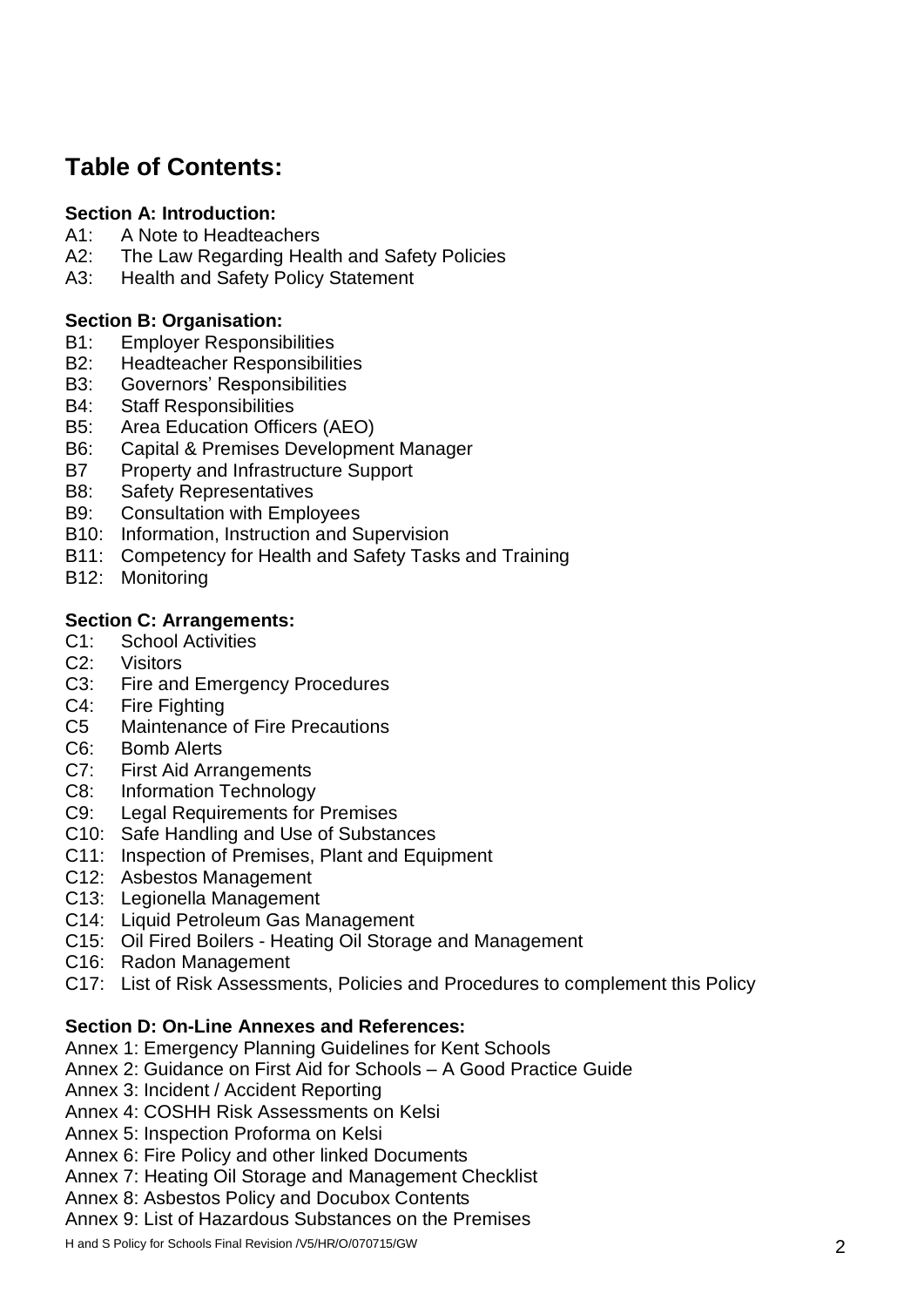## Table of Contents:

**Section A: Introduction:**

A1: A Note to Headteachers
A2: The Law Regarding Health and Safety Policies
A3: Health and Safety Policy Statement

**Section B: Organisation:**

B1: Employer Responsibilities
B2: Headteacher Responsibilities
B3: Governors' Responsibilities
B4: Staff Responsibilities
B5: Area Education Officers (AEO)
B6: Capital & Premises Development Manager
B7 Property and Infrastructure Support
B8: Safety Representatives
B9: Consultation with Employees
B10: Information, Instruction and Supervision
B11: Competency for Health and Safety Tasks and Training
B12: Monitoring

**Section C: Arrangements:**

C1: School Activities
C2: Visitors
C3: Fire and Emergency Procedures
C4: Fire Fighting
C5 Maintenance of Fire Precautions
C6: Bomb Alerts
C7: First Aid Arrangements
C8: Information Technology
C9: Legal Requirements for Premises
C10: Safe Handling and Use of Substances
C11: Inspection of Premises, Plant and Equipment
C12: Asbestos Management
C13: Legionella Management
C14: Liquid Petroleum Gas Management
C15: Oil Fired Boilers - Heating Oil Storage and Management
C16: Radon Management
C17: List of Risk Assessments, Policies and Procedures to complement this Policy

**Section D: On-Line Annexes and References:**

Annex 1: Emergency Planning Guidelines for Kent Schools
Annex 2: Guidance on First Aid for Schools – A Good Practice Guide
Annex 3: Incident / Accident Reporting
Annex 4: COSHH Risk Assessments on Kelsi
Annex 5: Inspection Proforma on Kelsi
Annex 6: Fire Policy and other linked Documents
Annex 7: Heating Oil Storage and Management Checklist
Annex 8: Asbestos Policy and Docubox Contents
Annex 9: List of Hazardous Substances on the Premises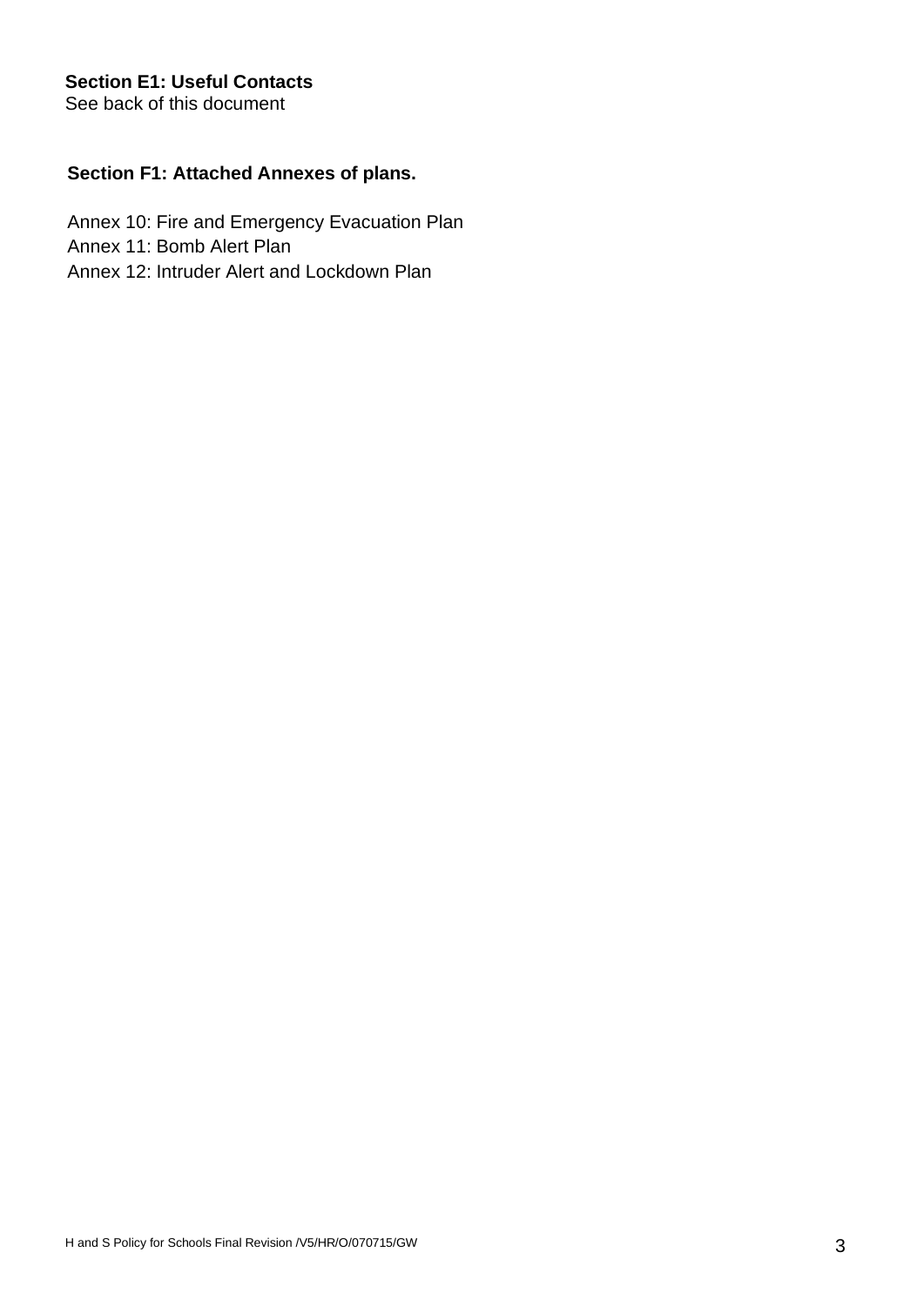**Section E1: Useful Contacts**
See back of this document

**Section F1: Attached Annexes of plans.**

Annex 10: Fire and Emergency Evacuation Plan
Annex 11: Bomb Alert Plan
Annex 12: Intruder Alert and Lockdown Plan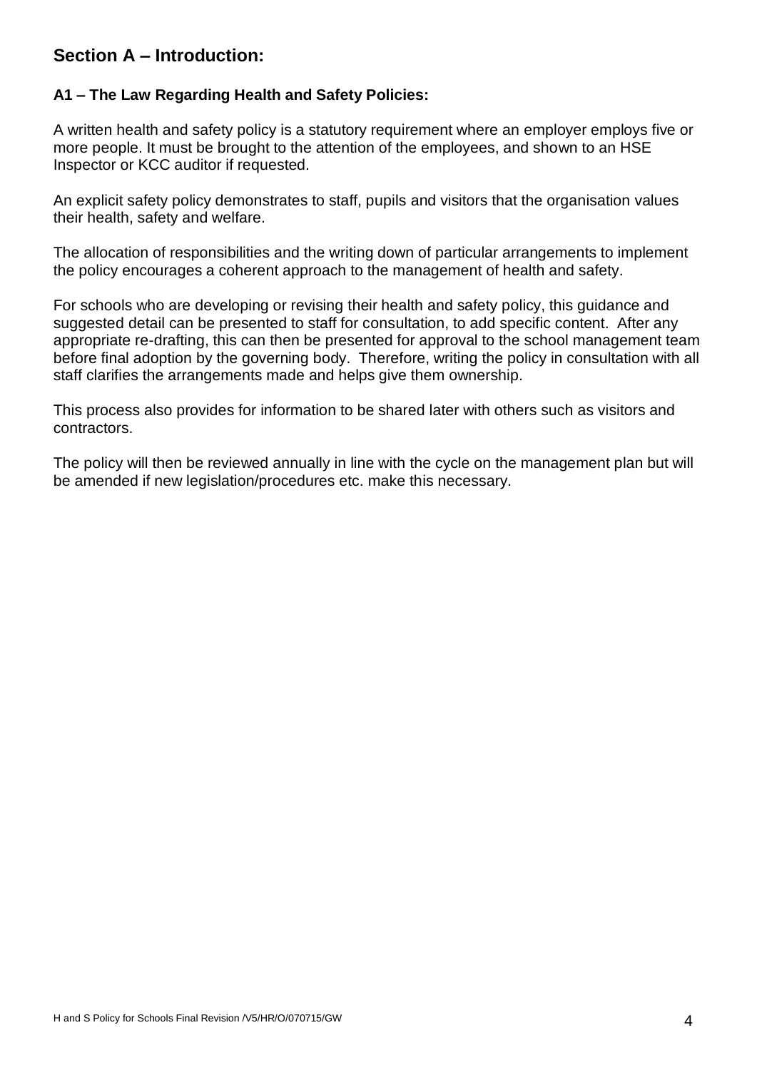## Section A – Introduction:

### A1 – The Law Regarding Health and Safety Policies:

A written health and safety policy is a statutory requirement where an employer employs five or more people. It must be brought to the attention of the employees, and shown to an HSE Inspector or KCC auditor if requested.

An explicit safety policy demonstrates to staff, pupils and visitors that the organisation values their health, safety and welfare.

The allocation of responsibilities and the writing down of particular arrangements to implement the policy encourages a coherent approach to the management of health and safety.

For schools who are developing or revising their health and safety policy, this guidance and suggested detail can be presented to staff for consultation, to add specific content. After any appropriate re-drafting, this can then be presented for approval to the school management team before final adoption by the governing body. Therefore, writing the policy in consultation with all staff clarifies the arrangements made and helps give them ownership.

This process also provides for information to be shared later with others such as visitors and contractors.

The policy will then be reviewed annually in line with the cycle on the management plan but will be amended if new legislation/procedures etc. make this necessary.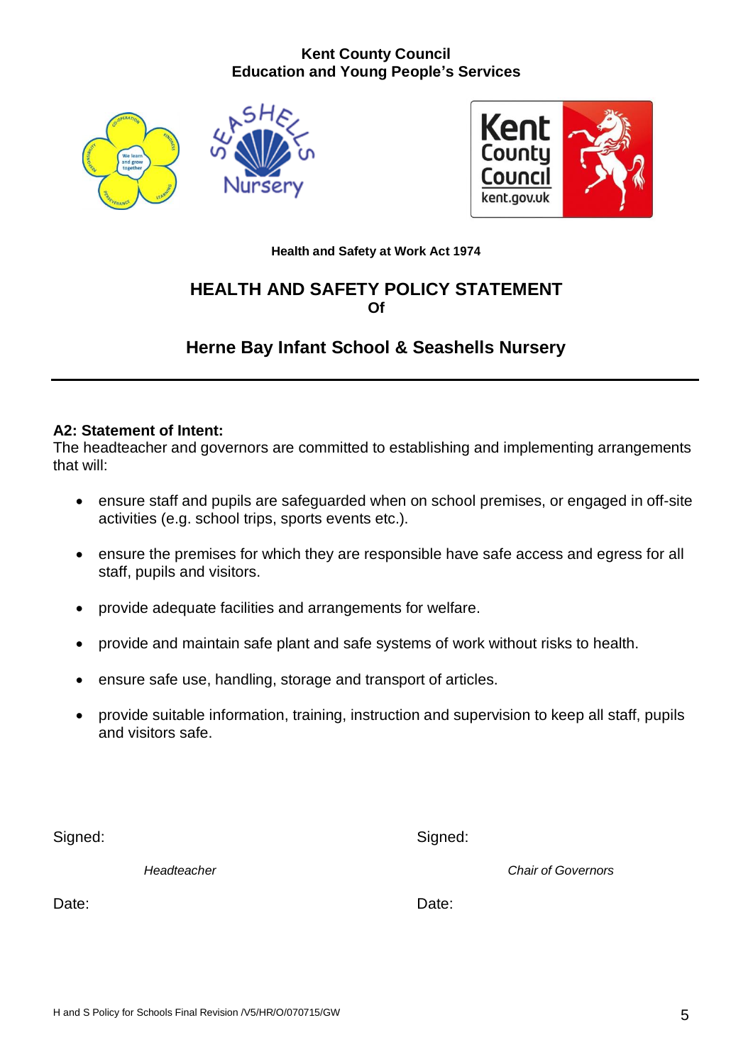**Kent County Council**
**Education and Young People's Services**

**Health and Safety at Work Act 1974**

# HEALTH AND SAFETY POLICY STATEMENT
**Of**

## Herne Bay Infant School & Seashells Nursery

---

**A2: Statement of Intent:**
The headteacher and governors are committed to establishing and implementing arrangements that will:

- ensure staff and pupils are safeguarded when on school premises, or engaged in off-site activities (e.g. school trips, sports events etc.).
- ensure the premises for which they are responsible have safe access and egress for all staff, pupils and visitors.
- provide adequate facilities and arrangements for welfare.
- provide and maintain safe plant and safe systems of work without risks to health.
- ensure safe use, handling, storage and transport of articles.
- provide suitable information, training, instruction and supervision to keep all staff, pupils and visitors safe.

Signed:

*Headteacher*

Date:

Signed:

*Chair of Governors*

Date:

H and S Policy for Schools Final Revision /V5/HR/O/070715/GW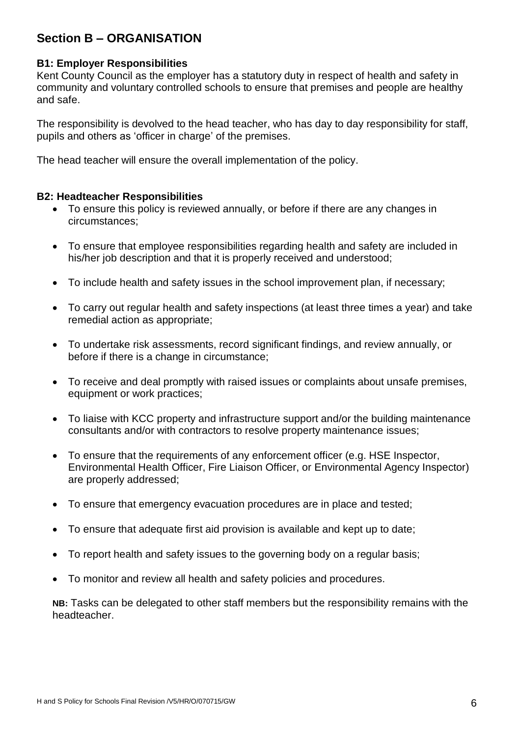## Section B – ORGANISATION

### B1: Employer Responsibilities

Kent County Council as the employer has a statutory duty in respect of health and safety in community and voluntary controlled schools to ensure that premises and people are healthy and safe.

The responsibility is devolved to the head teacher, who has day to day responsibility for staff, pupils and others as 'officer in charge' of the premises.

The head teacher will ensure the overall implementation of the policy.

### B2: Headteacher Responsibilities

- To ensure this policy is reviewed annually, or before if there are any changes in circumstances;
- To ensure that employee responsibilities regarding health and safety are included in his/her job description and that it is properly received and understood;
- To include health and safety issues in the school improvement plan, if necessary;
- To carry out regular health and safety inspections (at least three times a year) and take remedial action as appropriate;
- To undertake risk assessments, record significant findings, and review annually, or before if there is a change in circumstance;
- To receive and deal promptly with raised issues or complaints about unsafe premises, equipment or work practices;
- To liaise with KCC property and infrastructure support and/or the building maintenance consultants and/or with contractors to resolve property maintenance issues;
- To ensure that the requirements of any enforcement officer (e.g. HSE Inspector, Environmental Health Officer, Fire Liaison Officer, or Environmental Agency Inspector) are properly addressed;
- To ensure that emergency evacuation procedures are in place and tested;
- To ensure that adequate first aid provision is available and kept up to date;
- To report health and safety issues to the governing body on a regular basis;
- To monitor and review all health and safety policies and procedures.

**NB:** Tasks can be delegated to other staff members but the responsibility remains with the headteacher.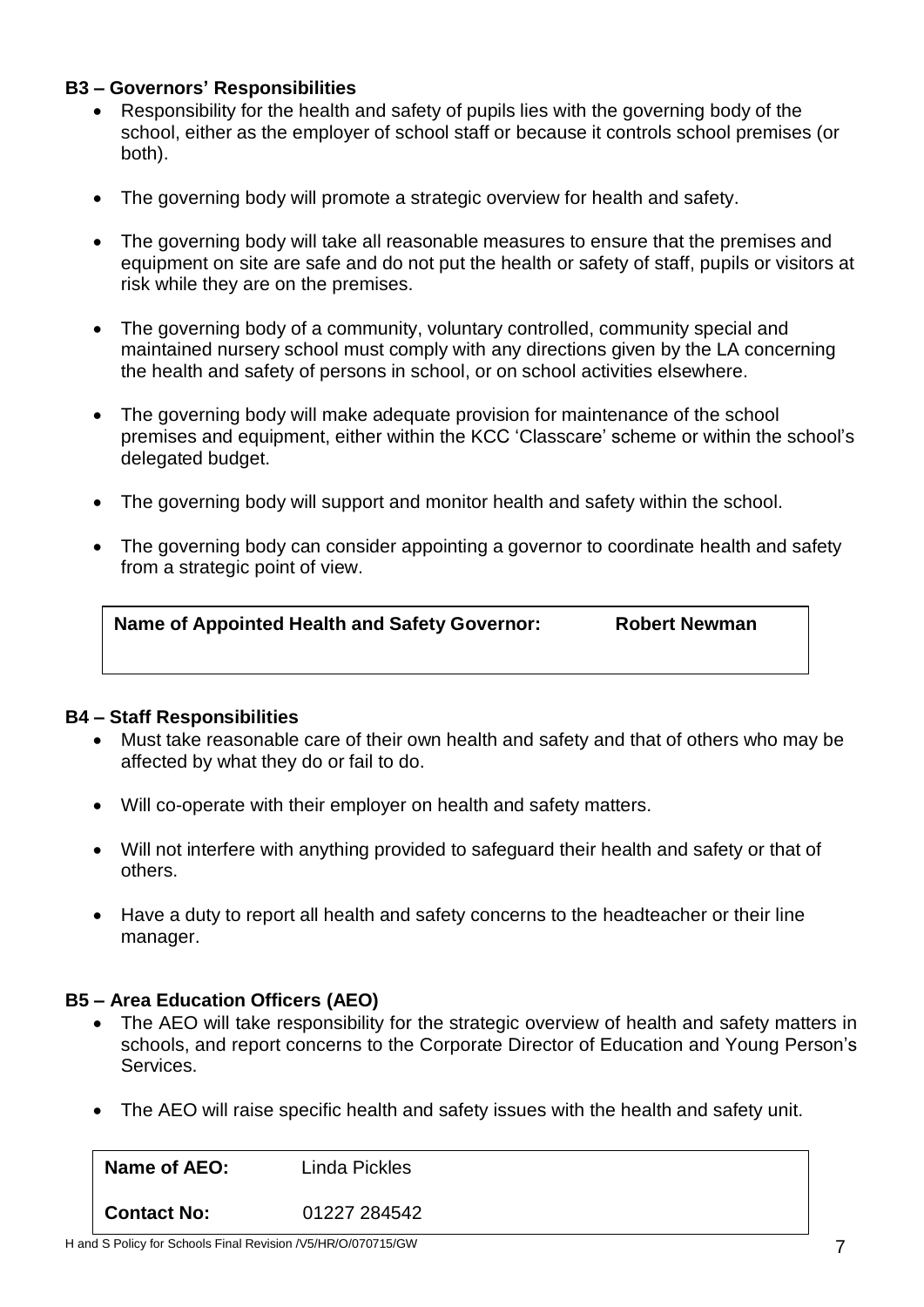### B3 – Governors' Responsibilities

- Responsibility for the health and safety of pupils lies with the governing body of the school, either as the employer of school staff or because it controls school premises (or both).
- The governing body will promote a strategic overview for health and safety.
- The governing body will take all reasonable measures to ensure that the premises and equipment on site are safe and do not put the health or safety of staff, pupils or visitors at risk while they are on the premises.
- The governing body of a community, voluntary controlled, community special and maintained nursery school must comply with any directions given by the LA concerning the health and safety of persons in school, or on school activities elsewhere.
- The governing body will make adequate provision for maintenance of the school premises and equipment, either within the KCC 'Classcare' scheme or within the school's delegated budget.
- The governing body will support and monitor health and safety within the school.
- The governing body can consider appointing a governor to coordinate health and safety from a strategic point of view.

| **Name of Appointed Health and Safety Governor:** | **Robert Newman** |
|---|---|

### B4 – Staff Responsibilities

- Must take reasonable care of their own health and safety and that of others who may be affected by what they do or fail to do.
- Will co-operate with their employer on health and safety matters.
- Will not interfere with anything provided to safeguard their health and safety or that of others.
- Have a duty to report all health and safety concerns to the headteacher or their line manager.

### B5 – Area Education Officers (AEO)

- The AEO will take responsibility for the strategic overview of health and safety matters in schools, and report concerns to the Corporate Director of Education and Young Person's Services.
- The AEO will raise specific health and safety issues with the health and safety unit.

| **Name of AEO:** | Linda Pickles |
|---|---|
| **Contact No:** | 01227 284542 |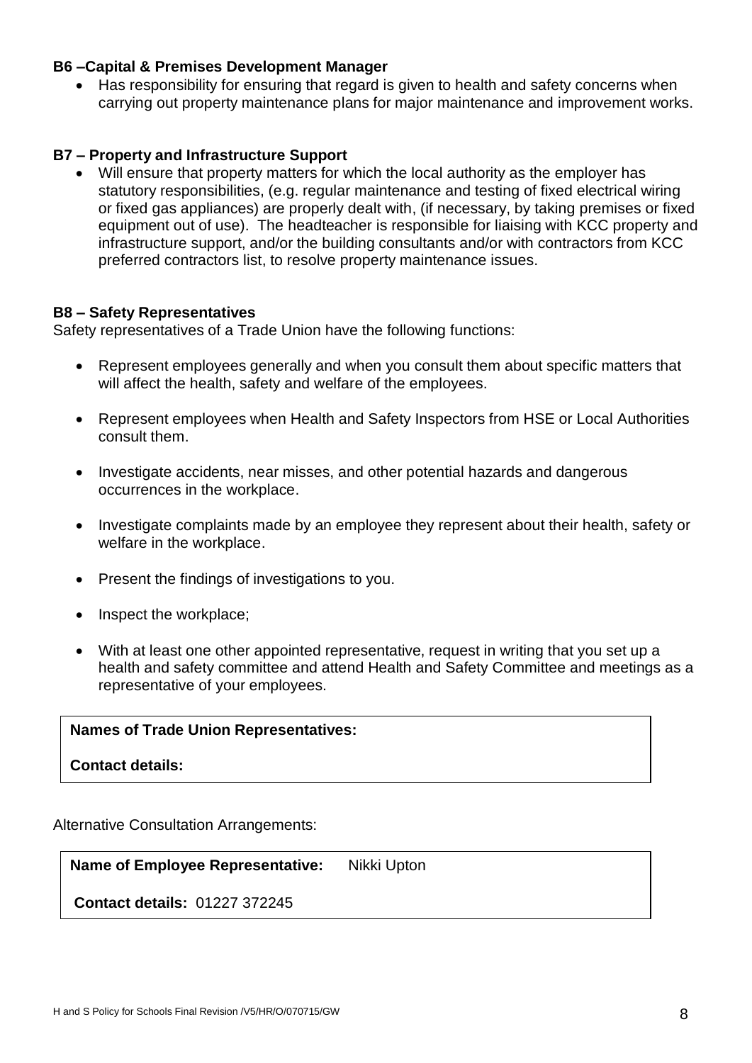**B6 –Capital & Premises Development Manager**

- Has responsibility for ensuring that regard is given to health and safety concerns when carrying out property maintenance plans for major maintenance and improvement works.

**B7 – Property and Infrastructure Support**

- Will ensure that property matters for which the local authority as the employer has statutory responsibilities, (e.g. regular maintenance and testing of fixed electrical wiring or fixed gas appliances) are properly dealt with, (if necessary, by taking premises or fixed equipment out of use). The headteacher is responsible for liaising with KCC property and infrastructure support, and/or the building consultants and/or with contractors from KCC preferred contractors list, to resolve property maintenance issues.

**B8 – Safety Representatives**

Safety representatives of a Trade Union have the following functions:

- Represent employees generally and when you consult them about specific matters that will affect the health, safety and welfare of the employees.
- Represent employees when Health and Safety Inspectors from HSE or Local Authorities consult them.
- Investigate accidents, near misses, and other potential hazards and dangerous occurrences in the workplace.
- Investigate complaints made by an employee they represent about their health, safety or welfare in the workplace.
- Present the findings of investigations to you.
- Inspect the workplace;
- With at least one other appointed representative, request in writing that you set up a health and safety committee and attend Health and Safety Committee and meetings as a representative of your employees.

**Names of Trade Union Representatives:**

**Contact details:**

Alternative Consultation Arrangements:

**Name of Employee Representative:** Nikki Upton

**Contact details:** 01227 372245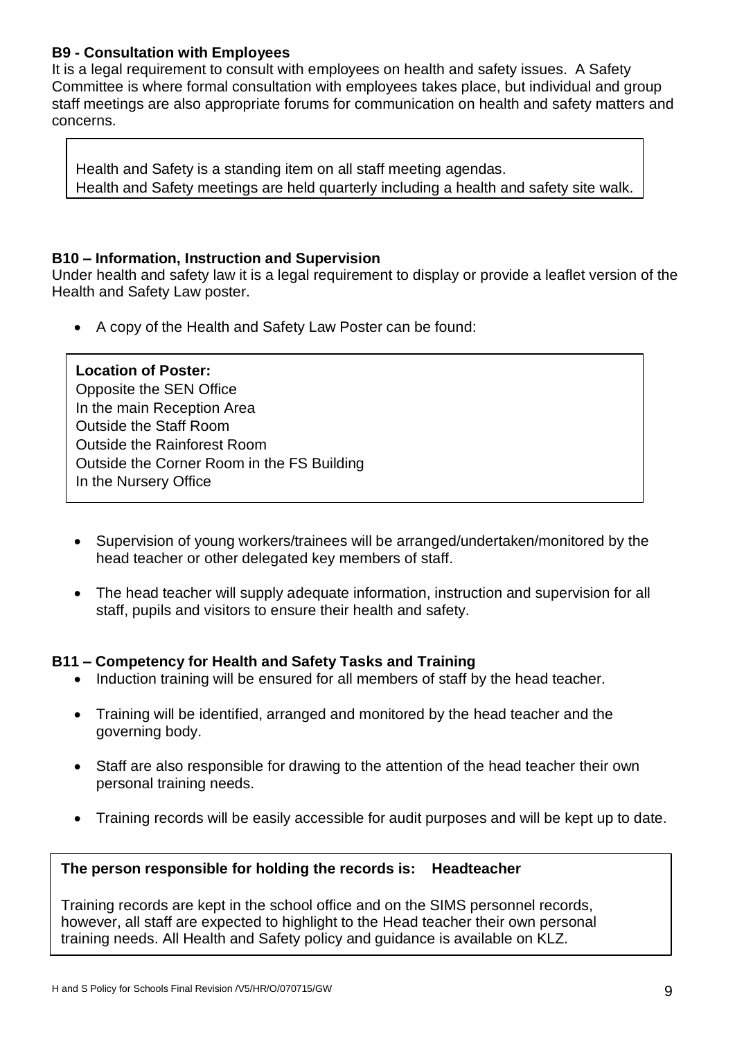### B9 - Consultation with Employees

It is a legal requirement to consult with employees on health and safety issues. A Safety Committee is where formal consultation with employees takes place, but individual and group staff meetings are also appropriate forums for communication on health and safety matters and concerns.

Health and Safety is a standing item on all staff meeting agendas.
Health and Safety meetings are held quarterly including a health and safety site walk.

### B10 – Information, Instruction and Supervision

Under health and safety law it is a legal requirement to display or provide a leaflet version of the Health and Safety Law poster.

- A copy of the Health and Safety Law Poster can be found:

**Location of Poster:**
Opposite the SEN Office
In the main Reception Area
Outside the Staff Room
Outside the Rainforest Room
Outside the Corner Room in the FS Building
In the Nursery Office

- Supervision of young workers/trainees will be arranged/undertaken/monitored by the head teacher or other delegated key members of staff.
- The head teacher will supply adequate information, instruction and supervision for all staff, pupils and visitors to ensure their health and safety.

### B11 – Competency for Health and Safety Tasks and Training

- Induction training will be ensured for all members of staff by the head teacher.
- Training will be identified, arranged and monitored by the head teacher and the governing body.
- Staff are also responsible for drawing to the attention of the head teacher their own personal training needs.
- Training records will be easily accessible for audit purposes and will be kept up to date.

**The person responsible for holding the records is: Headteacher**

Training records are kept in the school office and on the SIMS personnel records, however, all staff are expected to highlight to the Head teacher their own personal training needs. All Health and Safety policy and guidance is available on KLZ.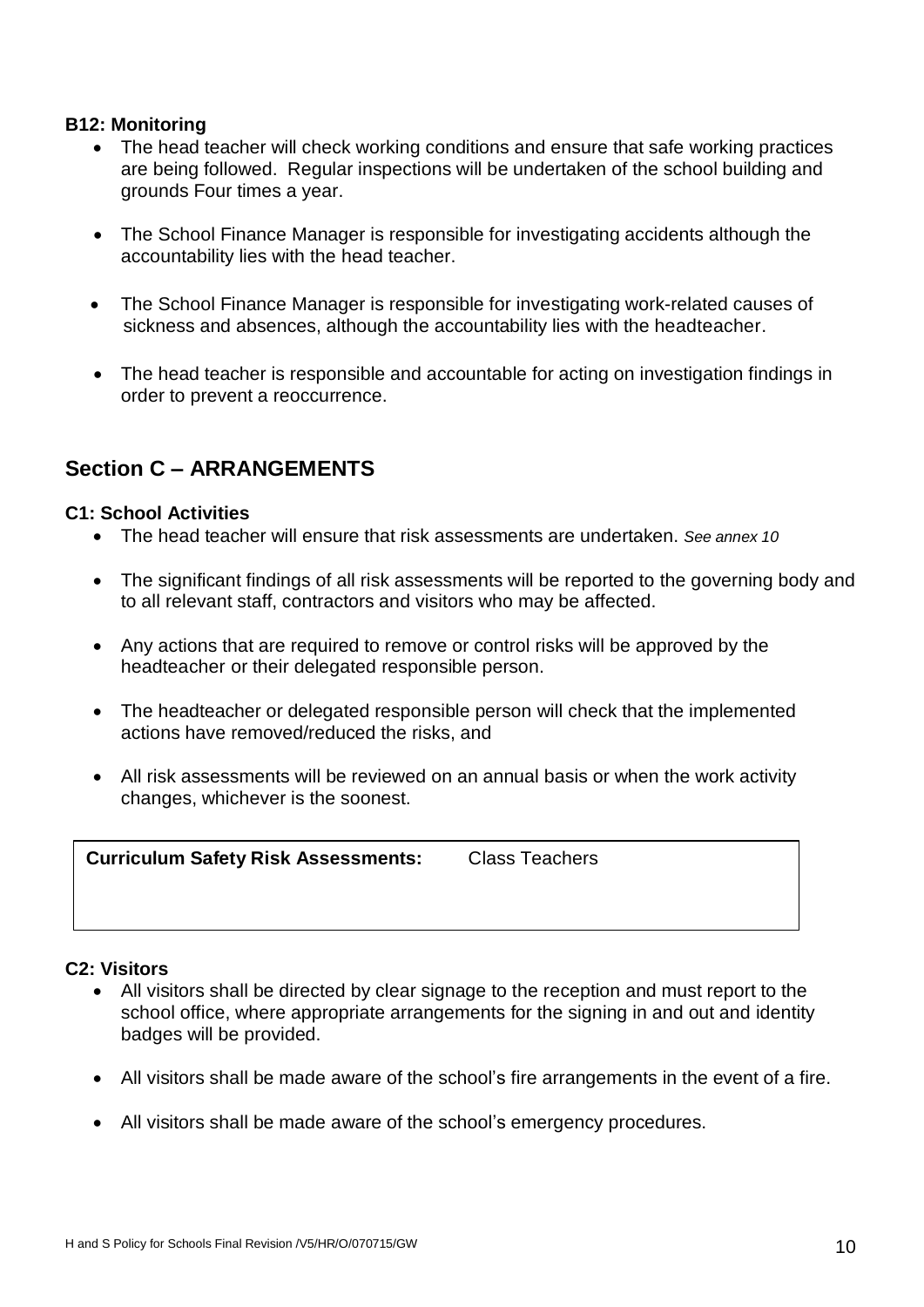**B12: Monitoring**

- The head teacher will check working conditions and ensure that safe working practices are being followed. Regular inspections will be undertaken of the school building and grounds Four times a year.
- The School Finance Manager is responsible for investigating accidents although the accountability lies with the head teacher.
- The School Finance Manager is responsible for investigating work-related causes of sickness and absences, although the accountability lies with the headteacher.
- The head teacher is responsible and accountable for acting on investigation findings in order to prevent a reoccurrence.

## Section C – ARRANGEMENTS

**C1: School Activities**

- The head teacher will ensure that risk assessments are undertaken. *See annex 10*
- The significant findings of all risk assessments will be reported to the governing body and to all relevant staff, contractors and visitors who may be affected.
- Any actions that are required to remove or control risks will be approved by the headteacher or their delegated responsible person.
- The headteacher or delegated responsible person will check that the implemented actions have removed/reduced the risks, and
- All risk assessments will be reviewed on an annual basis or when the work activity changes, whichever is the soonest.

| **Curriculum Safety Risk Assessments:** | Class Teachers |
|---|---|

**C2: Visitors**

- All visitors shall be directed by clear signage to the reception and must report to the school office, where appropriate arrangements for the signing in and out and identity badges will be provided.
- All visitors shall be made aware of the school's fire arrangements in the event of a fire.
- All visitors shall be made aware of the school's emergency procedures.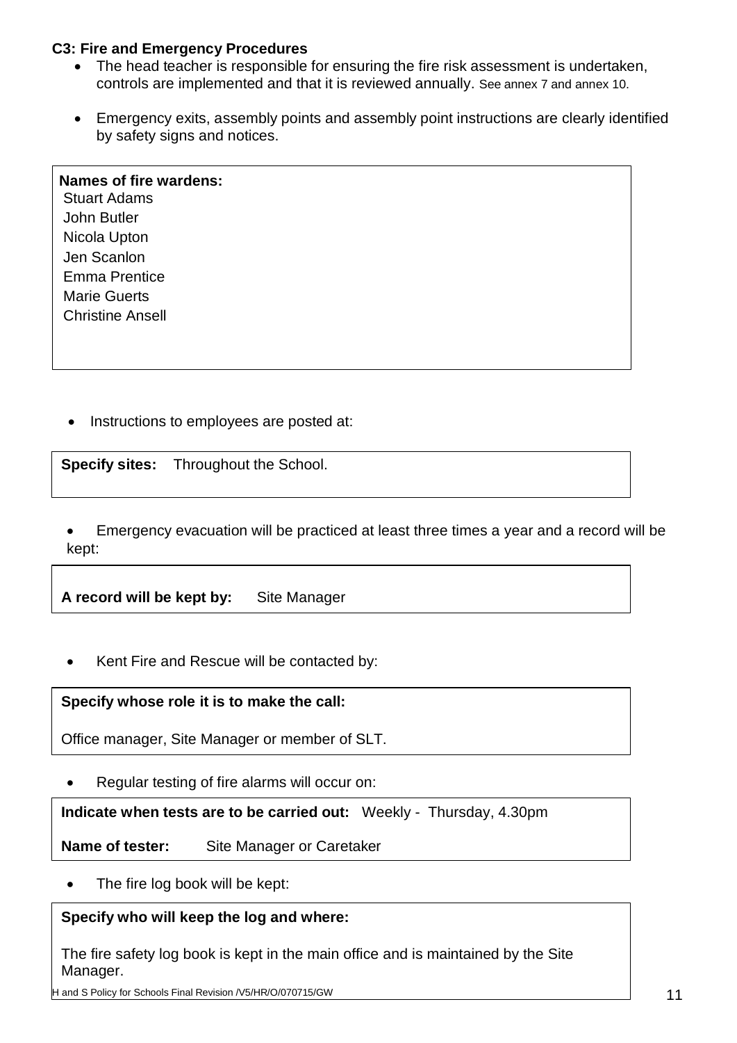**C3: Fire and Emergency Procedures**

- The head teacher is responsible for ensuring the fire risk assessment is undertaken, controls are implemented and that it is reviewed annually. See annex 7 and annex 10.
- Emergency exits, assembly points and assembly point instructions are clearly identified by safety signs and notices.

**Names of fire wardens:**
Stuart Adams
John Butler
Nicola Upton
Jen Scanlon
Emma Prentice
Marie Guerts
Christine Ansell

- Instructions to employees are posted at:

**Specify sites:** Throughout the School.

- Emergency evacuation will be practiced at least three times a year and a record will be kept:

**A record will be kept by:** Site Manager

- Kent Fire and Rescue will be contacted by:

**Specify whose role it is to make the call:**

Office manager, Site Manager or member of SLT.

- Regular testing of fire alarms will occur on:

**Indicate when tests are to be carried out:** Weekly - Thursday, 4.30pm

**Name of tester:** Site Manager or Caretaker

- The fire log book will be kept:

**Specify who will keep the log and where:**

The fire safety log book is kept in the main office and is maintained by the Site Manager.

H and S Policy for Schools Final Revision /V5/HR/O/070715/GW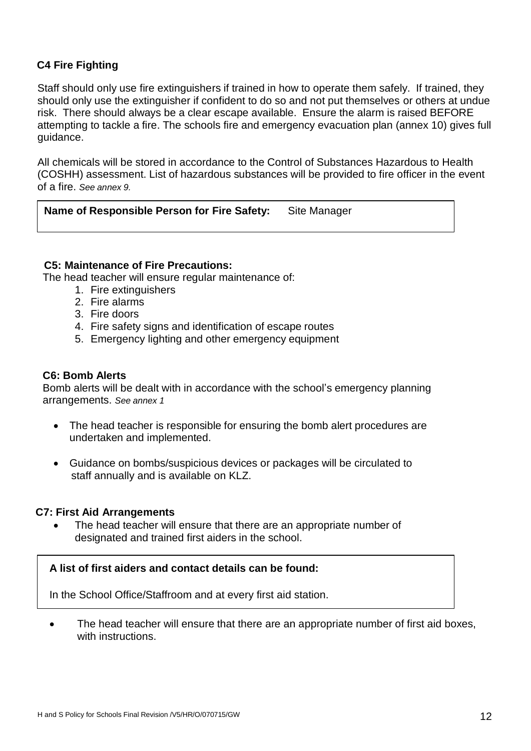**C4 Fire Fighting**

Staff should only use fire extinguishers if trained in how to operate them safely. If trained, they should only use the extinguisher if confident to do so and not put themselves or others at undue risk. There should always be a clear escape available. Ensure the alarm is raised BEFORE attempting to tackle a fire. The schools fire and emergency evacuation plan (annex 10) gives full guidance.

All chemicals will be stored in accordance to the Control of Substances Hazardous to Health (COSHH) assessment. List of hazardous substances will be provided to fire officer in the event of a fire. *See annex 9.*

| **Name of Responsible Person for Fire Safety:** Site Manager |
|---|

**C5: Maintenance of Fire Precautions:**

The head teacher will ensure regular maintenance of:

1. Fire extinguishers
2. Fire alarms
3. Fire doors
4. Fire safety signs and identification of escape routes
5. Emergency lighting and other emergency equipment

**C6: Bomb Alerts**

Bomb alerts will be dealt with in accordance with the school's emergency planning arrangements. *See annex 1*

- The head teacher is responsible for ensuring the bomb alert procedures are undertaken and implemented.
- Guidance on bombs/suspicious devices or packages will be circulated to staff annually and is available on KLZ.

**C7: First Aid Arrangements**

- The head teacher will ensure that there are an appropriate number of designated and trained first aiders in the school.

| **A list of first aiders and contact details can be found:** |
|---|
| In the School Office/Staffroom and at every first aid station. |

- The head teacher will ensure that there are an appropriate number of first aid boxes, with instructions.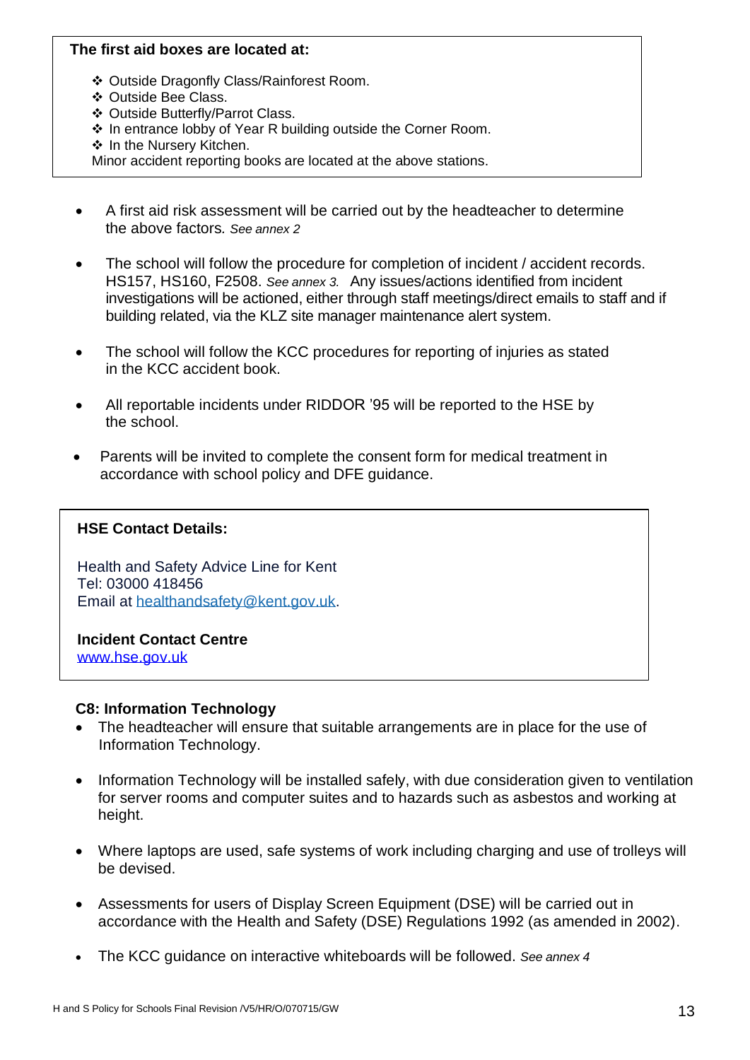**The first aid boxes are located at:**

- ❖ Outside Dragonfly Class/Rainforest Room.
- ❖ Outside Bee Class.
- ❖ Outside Butterfly/Parrot Class.
- ❖ In entrance lobby of Year R building outside the Corner Room.
- ❖ In the Nursery Kitchen.

Minor accident reporting books are located at the above stations.

- A first aid risk assessment will be carried out by the headteacher to determine the above factors. *See annex 2*
- The school will follow the procedure for completion of incident / accident records. HS157, HS160, F2508. *See annex 3.* Any issues/actions identified from incident investigations will be actioned, either through staff meetings/direct emails to staff and if building related, via the KLZ site manager maintenance alert system.
- The school will follow the KCC procedures for reporting of injuries as stated in the KCC accident book.
- All reportable incidents under RIDDOR '95 will be reported to the HSE by the school.
- Parents will be invited to complete the consent form for medical treatment in accordance with school policy and DFE guidance.

**HSE Contact Details:**

Health and Safety Advice Line for Kent
Tel: 03000 418456
Email at healthandsafety@kent.gov.uk.

**Incident Contact Centre**
www.hse.gov.uk

### C8: Information Technology

- The headteacher will ensure that suitable arrangements are in place for the use of Information Technology.
- Information Technology will be installed safely, with due consideration given to ventilation for server rooms and computer suites and to hazards such as asbestos and working at height.
- Where laptops are used, safe systems of work including charging and use of trolleys will be devised.
- Assessments for users of Display Screen Equipment (DSE) will be carried out in accordance with the Health and Safety (DSE) Regulations 1992 (as amended in 2002).
- The KCC guidance on interactive whiteboards will be followed. *See annex 4*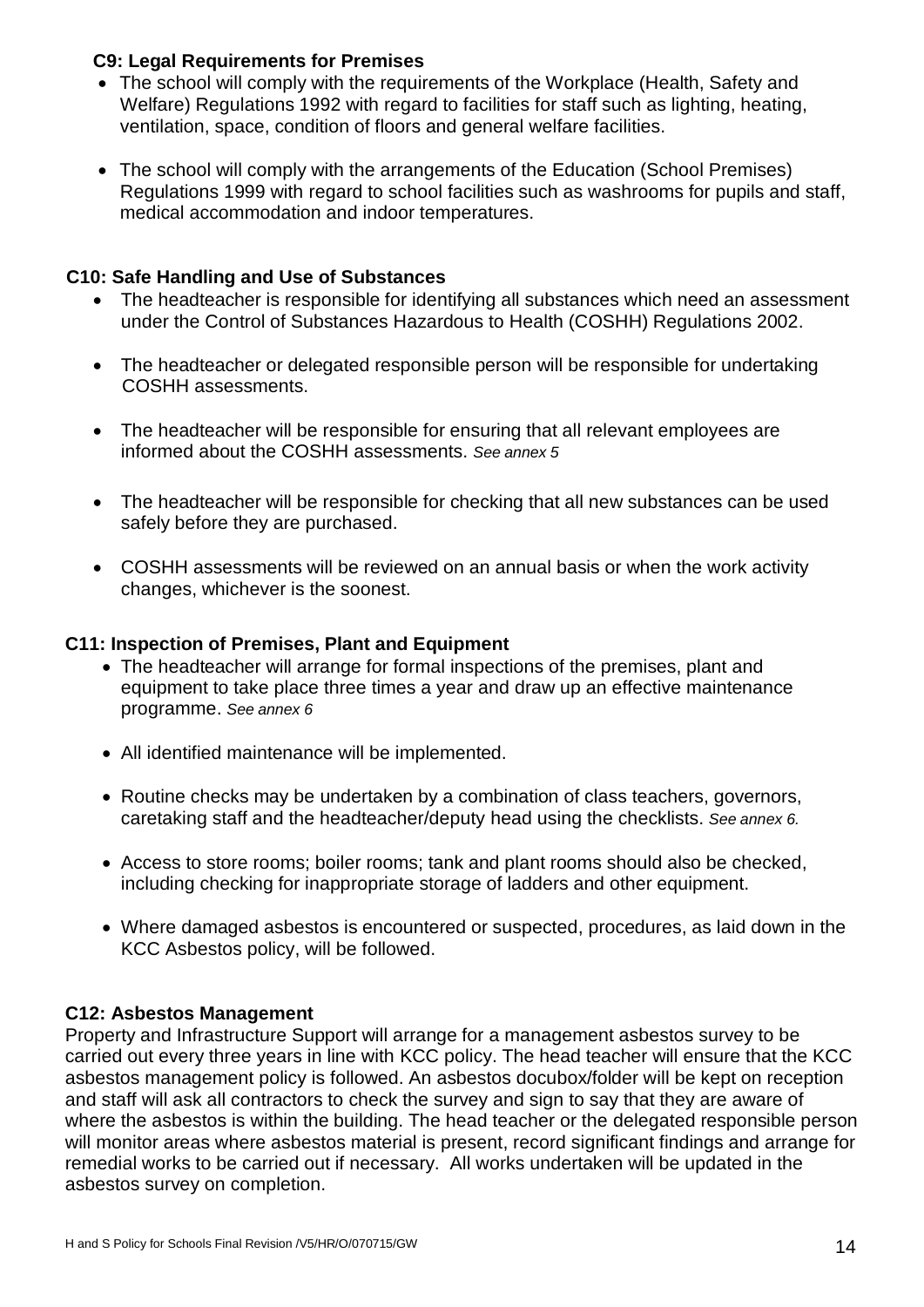### C9: Legal Requirements for Premises

- The school will comply with the requirements of the Workplace (Health, Safety and Welfare) Regulations 1992 with regard to facilities for staff such as lighting, heating, ventilation, space, condition of floors and general welfare facilities.
- The school will comply with the arrangements of the Education (School Premises) Regulations 1999 with regard to school facilities such as washrooms for pupils and staff, medical accommodation and indoor temperatures.

### C10: Safe Handling and Use of Substances

- The headteacher is responsible for identifying all substances which need an assessment under the Control of Substances Hazardous to Health (COSHH) Regulations 2002.
- The headteacher or delegated responsible person will be responsible for undertaking COSHH assessments.
- The headteacher will be responsible for ensuring that all relevant employees are informed about the COSHH assessments. *See annex 5*
- The headteacher will be responsible for checking that all new substances can be used safely before they are purchased.
- COSHH assessments will be reviewed on an annual basis or when the work activity changes, whichever is the soonest.

### C11: Inspection of Premises, Plant and Equipment

- The headteacher will arrange for formal inspections of the premises, plant and equipment to take place three times a year and draw up an effective maintenance programme. *See annex 6*
- All identified maintenance will be implemented.
- Routine checks may be undertaken by a combination of class teachers, governors, caretaking staff and the headteacher/deputy head using the checklists. *See annex 6.*
- Access to store rooms; boiler rooms; tank and plant rooms should also be checked, including checking for inappropriate storage of ladders and other equipment.
- Where damaged asbestos is encountered or suspected, procedures, as laid down in the KCC Asbestos policy, will be followed.

### C12: Asbestos Management

Property and Infrastructure Support will arrange for a management asbestos survey to be carried out every three years in line with KCC policy. The head teacher will ensure that the KCC asbestos management policy is followed. An asbestos docubox/folder will be kept on reception and staff will ask all contractors to check the survey and sign to say that they are aware of where the asbestos is within the building. The head teacher or the delegated responsible person will monitor areas where asbestos material is present, record significant findings and arrange for remedial works to be carried out if necessary. All works undertaken will be updated in the asbestos survey on completion.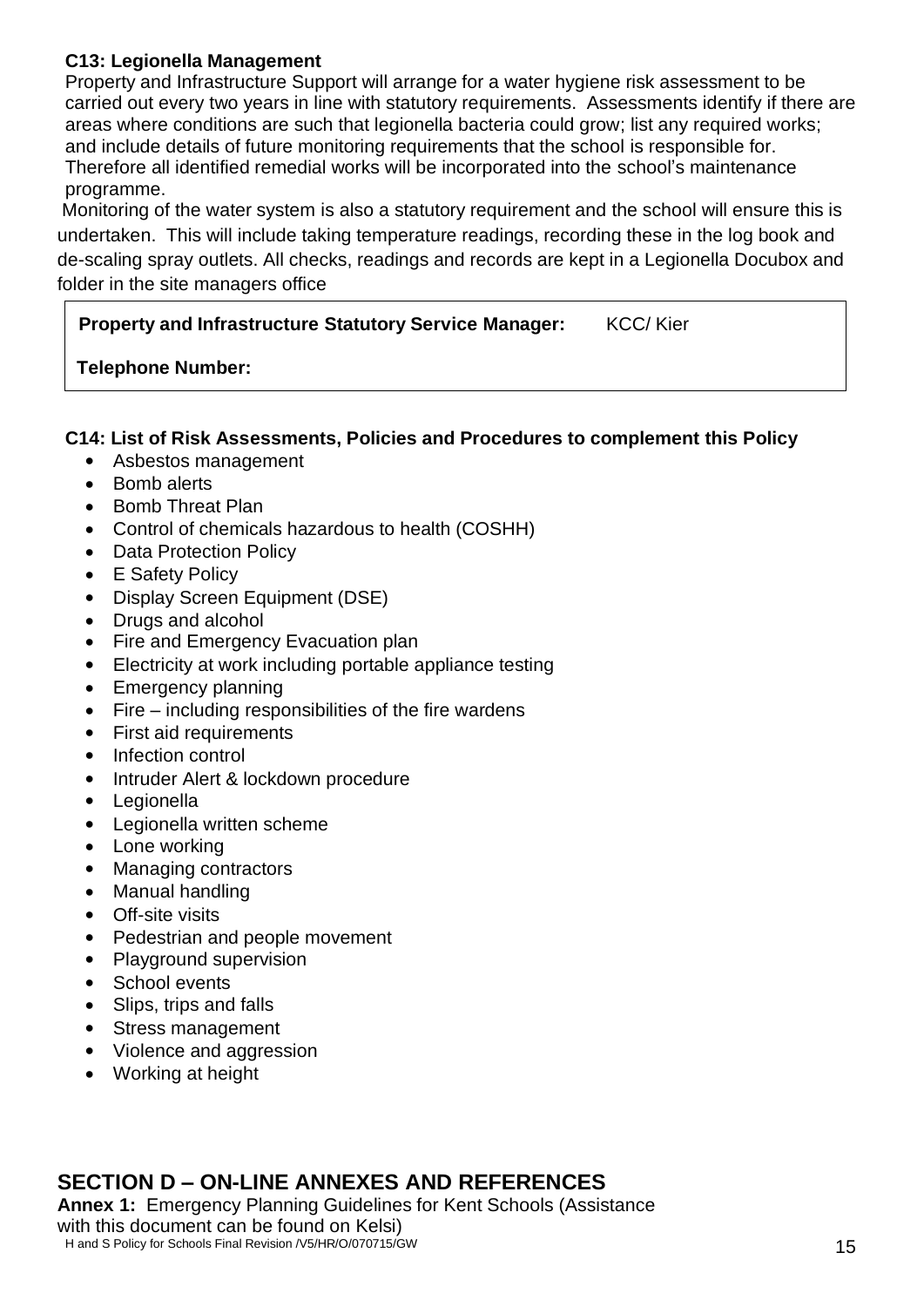**C13: Legionella Management**

Property and Infrastructure Support will arrange for a water hygiene risk assessment to be carried out every two years in line with statutory requirements. Assessments identify if there are areas where conditions are such that legionella bacteria could grow; list any required works; and include details of future monitoring requirements that the school is responsible for. Therefore all identified remedial works will be incorporated into the school's maintenance programme.

Monitoring of the water system is also a statutory requirement and the school will ensure this is undertaken. This will include taking temperature readings, recording these in the log book and de-scaling spray outlets. All checks, readings and records are kept in a Legionella Docubox and folder in the site managers office

| **Property and Infrastructure Statutory Service Manager:** | KCC/ Kier |
|---|---|
| **Telephone Number:** | |

**C14: List of Risk Assessments, Policies and Procedures to complement this Policy**

- Asbestos management
- Bomb alerts
- Bomb Threat Plan
- Control of chemicals hazardous to health (COSHH)
- Data Protection Policy
- E Safety Policy
- Display Screen Equipment (DSE)
- Drugs and alcohol
- Fire and Emergency Evacuation plan
- Electricity at work including portable appliance testing
- Emergency planning
- Fire – including responsibilities of the fire wardens
- First aid requirements
- Infection control
- Intruder Alert & lockdown procedure
- Legionella
- Legionella written scheme
- Lone working
- Managing contractors
- Manual handling
- Off-site visits
- Pedestrian and people movement
- Playground supervision
- School events
- Slips, trips and falls
- Stress management
- Violence and aggression
- Working at height

## SECTION D – ON-LINE ANNEXES AND REFERENCES

**Annex 1:** Emergency Planning Guidelines for Kent Schools (Assistance with this document can be found on Kelsi)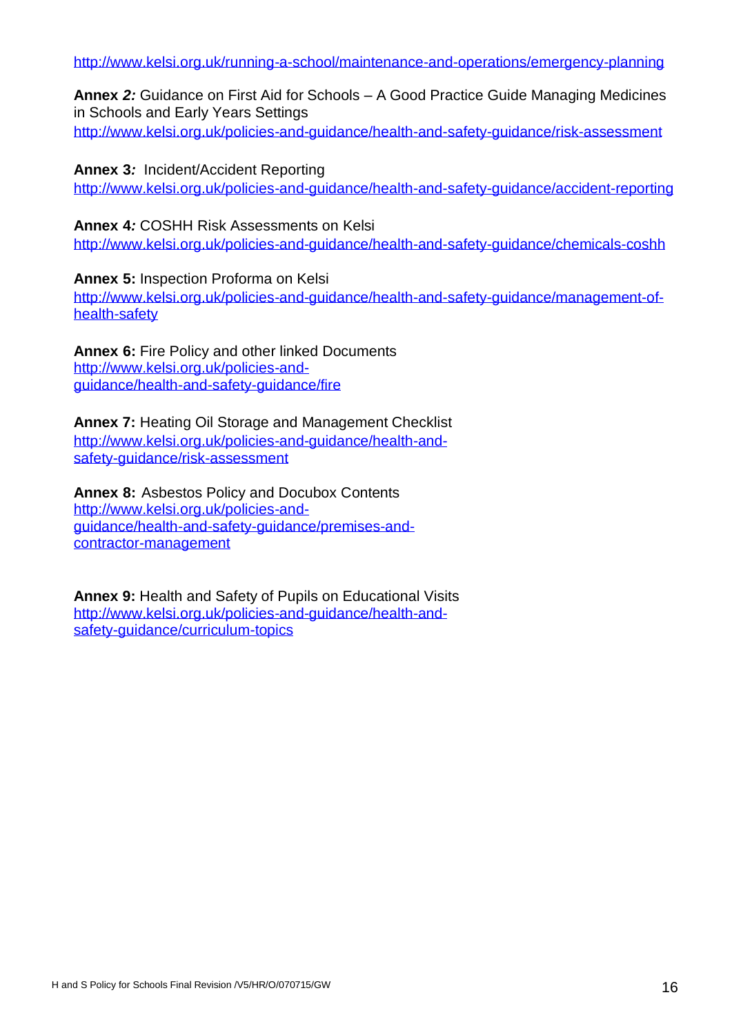http://www.kelsi.org.uk/running-a-school/maintenance-and-operations/emergency-planning

**Annex *2:*** Guidance on First Aid for Schools – A Good Practice Guide Managing Medicines in Schools and Early Years Settings
http://www.kelsi.org.uk/policies-and-guidance/health-and-safety-guidance/risk-assessment

**Annex 3*:*** Incident/Accident Reporting
http://www.kelsi.org.uk/policies-and-guidance/health-and-safety-guidance/accident-reporting

**Annex 4*:*** COSHH Risk Assessments on Kelsi
http://www.kelsi.org.uk/policies-and-guidance/health-and-safety-guidance/chemicals-coshh

**Annex 5:** Inspection Proforma on Kelsi
http://www.kelsi.org.uk/policies-and-guidance/health-and-safety-guidance/management-of-health-safety

**Annex 6:** Fire Policy and other linked Documents
http://www.kelsi.org.uk/policies-and-guidance/health-and-safety-guidance/fire

**Annex 7:** Heating Oil Storage and Management Checklist
http://www.kelsi.org.uk/policies-and-guidance/health-and-safety-guidance/risk-assessment

**Annex 8:** Asbestos Policy and Docubox Contents
http://www.kelsi.org.uk/policies-and-guidance/health-and-safety-guidance/premises-and-contractor-management

**Annex 9:** Health and Safety of Pupils on Educational Visits
http://www.kelsi.org.uk/policies-and-guidance/health-and-safety-guidance/curriculum-topics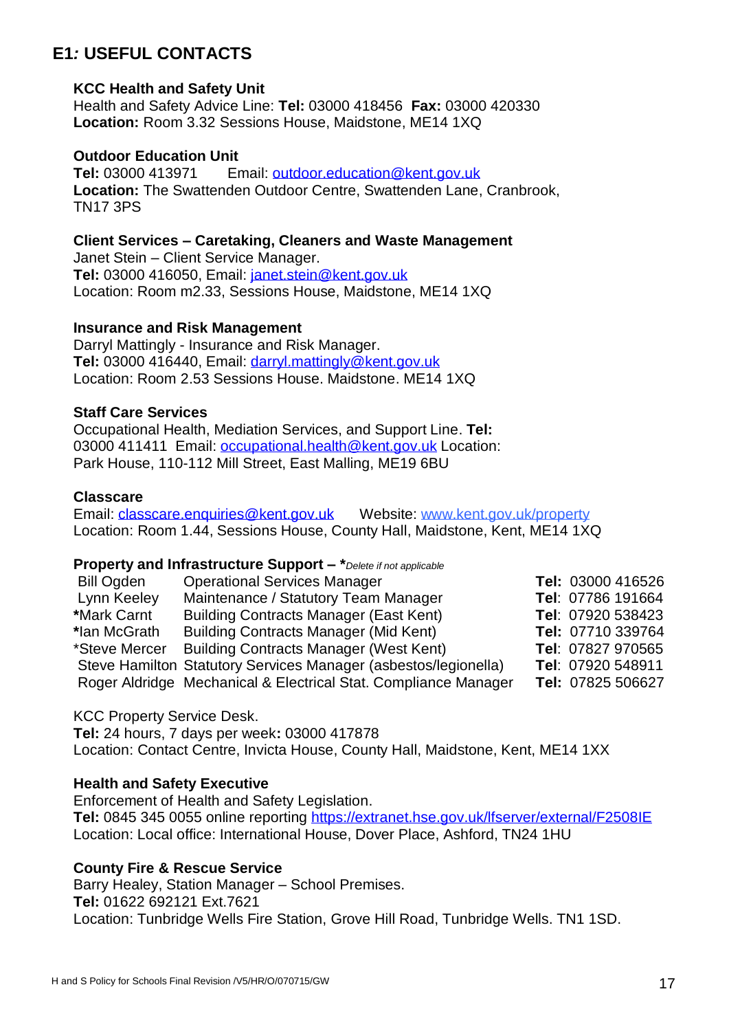# E1*:* USEFUL CONTACTS

**KCC Health and Safety Unit**
Health and Safety Advice Line: **Tel:** 03000 418456 **Fax:** 03000 420330
**Location:** Room 3.32 Sessions House, Maidstone, ME14 1XQ

**Outdoor Education Unit**
**Tel:** 03000 413971 Email: outdoor.education@kent.gov.uk
**Location:** The Swattenden Outdoor Centre, Swattenden Lane, Cranbrook, TN17 3PS

**Client Services – Caretaking, Cleaners and Waste Management**
Janet Stein – Client Service Manager.
**Tel:** 03000 416050, Email: janet.stein@kent.gov.uk
Location: Room m2.33, Sessions House, Maidstone, ME14 1XQ

**Insurance and Risk Management**
Darryl Mattingly - Insurance and Risk Manager.
**Tel:** 03000 416440, Email: darryl.mattingly@kent.gov.uk
Location: Room 2.53 Sessions House. Maidstone. ME14 1XQ

**Staff Care Services**
Occupational Health, Mediation Services, and Support Line. **Tel:** 03000 411411 Email: occupational.health@kent.gov.uk Location: Park House, 110-112 Mill Street, East Malling, ME19 6BU

**Classcare**
Email: classcare.enquiries@kent.gov.uk Website: www.kent.gov.uk/property
Location: Room 1.44, Sessions House, County Hall, Maidstone, Kent, ME14 1XQ

**Property and Infrastructure Support – \****Delete if not applicable*

| | | |
|---|---|---|
| Bill Ogden | Operational Services Manager | **Tel:** 03000 416526 |
| Lynn Keeley | Maintenance / Statutory Team Manager | **Tel**: 07786 191664 |
| **\***Mark Carnt | Building Contracts Manager (East Kent) | **Tel**: 07920 538423 |
| **\***Ian McGrath | Building Contracts Manager (Mid Kent) | **Tel:** 07710 339764 |
| \*Steve Mercer | Building Contracts Manager (West Kent) | **Tel**: 07827 970565 |
| Steve Hamilton | Statutory Services Manager (asbestos/legionella) | **Tel**: 07920 548911 |
| Roger Aldridge | Mechanical & Electrical Stat. Compliance Manager | **Tel:** 07825 506627 |

KCC Property Service Desk.
**Tel:** 24 hours, 7 days per week**:** 03000 417878
Location: Contact Centre, Invicta House, County Hall, Maidstone, Kent, ME14 1XX

**Health and Safety Executive**
Enforcement of Health and Safety Legislation.
**Tel:** 0845 345 0055 online reporting https://extranet.hse.gov.uk/lfserver/external/F2508IE
Location: Local office: International House, Dover Place, Ashford, TN24 1HU

**County Fire & Rescue Service**
Barry Healey, Station Manager – School Premises.
**Tel:** 01622 692121 Ext.7621
Location: Tunbridge Wells Fire Station, Grove Hill Road, Tunbridge Wells. TN1 1SD.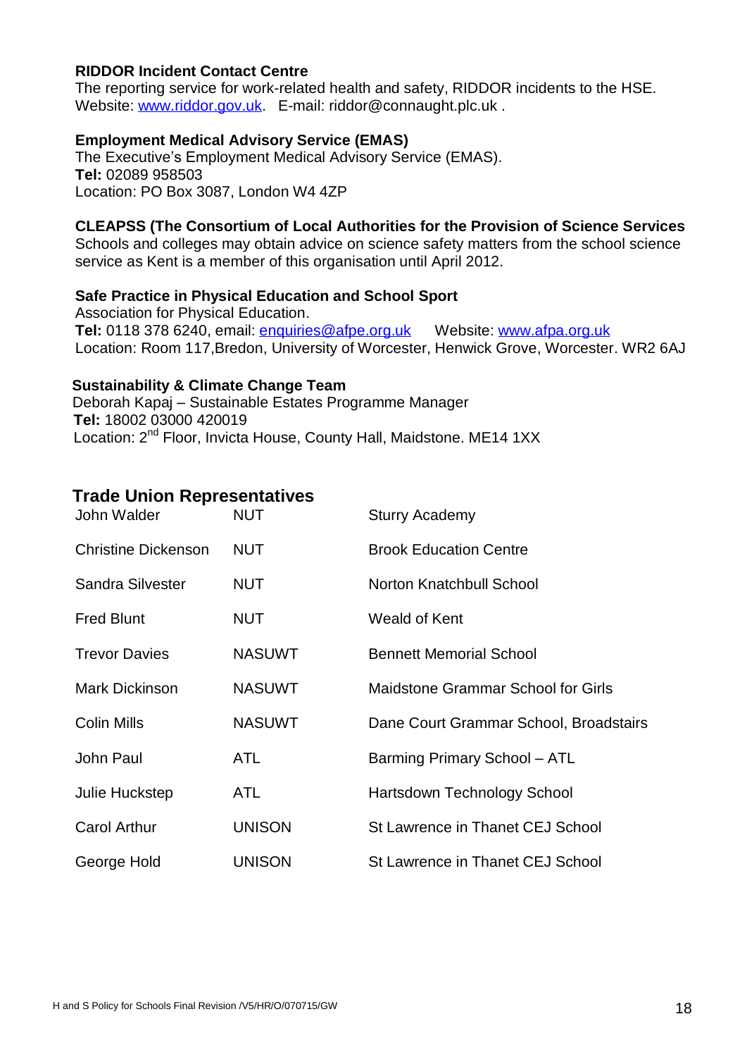**RIDDOR Incident Contact Centre**
The reporting service for work-related health and safety, RIDDOR incidents to the HSE.
Website: www.riddor.gov.uk. E-mail: riddor@connaught.plc.uk .

**Employment Medical Advisory Service (EMAS)**
The Executive's Employment Medical Advisory Service (EMAS).
**Tel:** 02089 958503
Location: PO Box 3087, London W4 4ZP

**CLEAPSS (The Consortium of Local Authorities for the Provision of Science Services**
Schools and colleges may obtain advice on science safety matters from the school science service as Kent is a member of this organisation until April 2012.

**Safe Practice in Physical Education and School Sport**
Association for Physical Education.
**Tel:** 0118 378 6240, email: enquiries@afpe.org.uk Website: www.afpa.org.uk
Location: Room 117,Bredon, University of Worcester, Henwick Grove, Worcester. WR2 6AJ

**Sustainability & Climate Change Team**
Deborah Kapaj – Sustainable Estates Programme Manager
**Tel:** 18002 03000 420019
Location: 2nd Floor, Invicta House, County Hall, Maidstone. ME14 1XX

## Trade Union Representatives

| | | |
|---|---|---|
| John Walder | NUT | Sturry Academy |
| Christine Dickenson | NUT | Brook Education Centre |
| Sandra Silvester | NUT | Norton Knatchbull School |
| Fred Blunt | NUT | Weald of Kent |
| Trevor Davies | NASUWT | Bennett Memorial School |
| Mark Dickinson | NASUWT | Maidstone Grammar School for Girls |
| Colin Mills | NASUWT | Dane Court Grammar School, Broadstairs |
| John Paul | ATL | Barming Primary School – ATL |
| Julie Huckstep | ATL | Hartsdown Technology School |
| Carol Arthur | UNISON | St Lawrence in Thanet CEJ School |
| George Hold | UNISON | St Lawrence in Thanet CEJ School |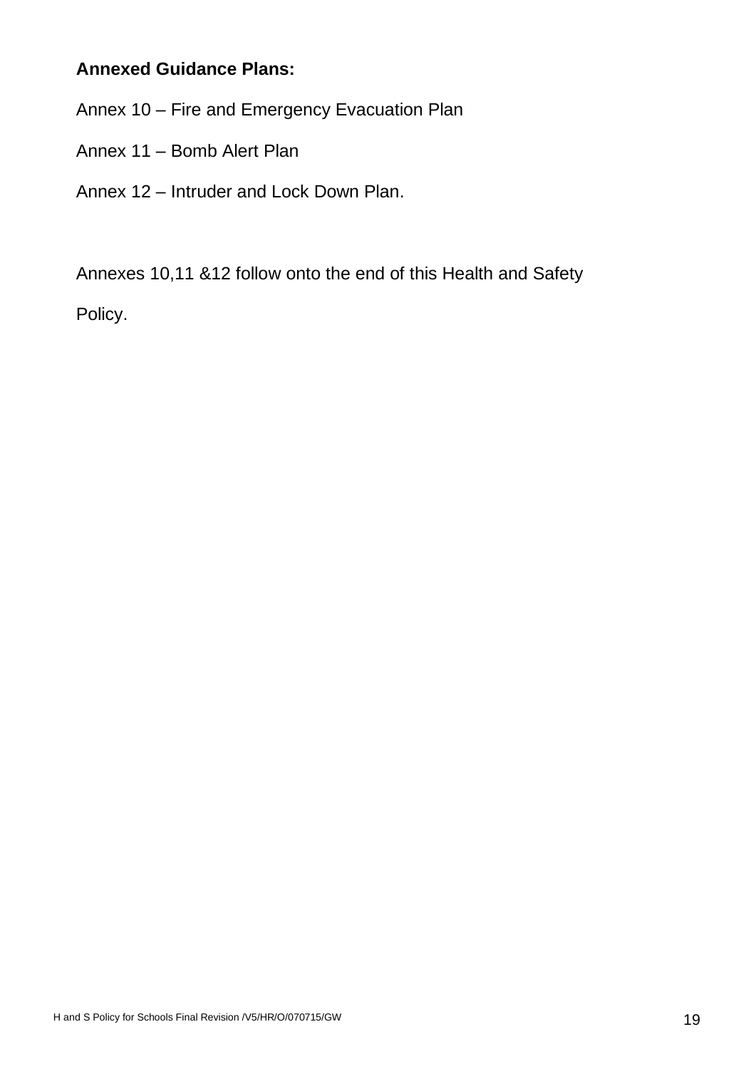**Annexed Guidance Plans:**

Annex 10 – Fire and Emergency Evacuation Plan

Annex 11 – Bomb Alert Plan

Annex 12 – Intruder and Lock Down Plan.

Annexes 10,11 &12 follow onto the end of this Health and Safety Policy.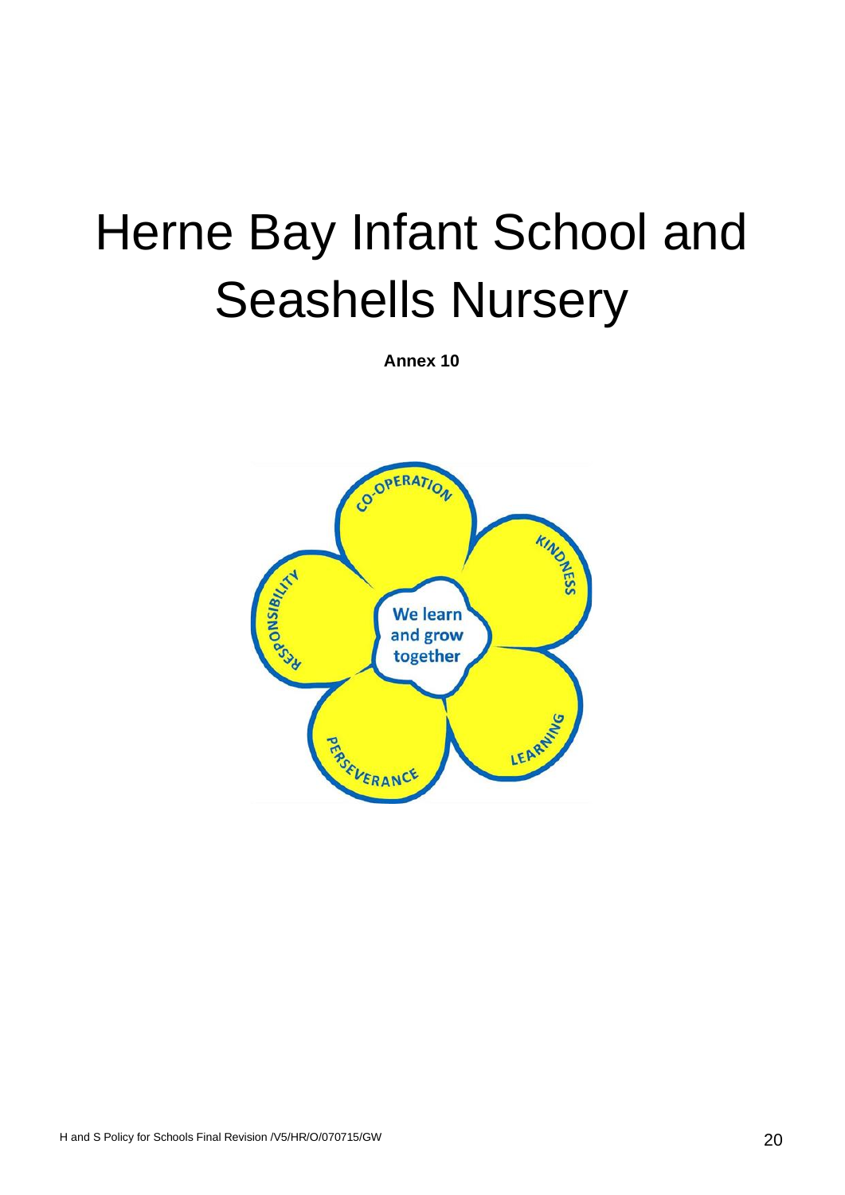# Herne Bay Infant School and Seashells Nursery

**Annex 10**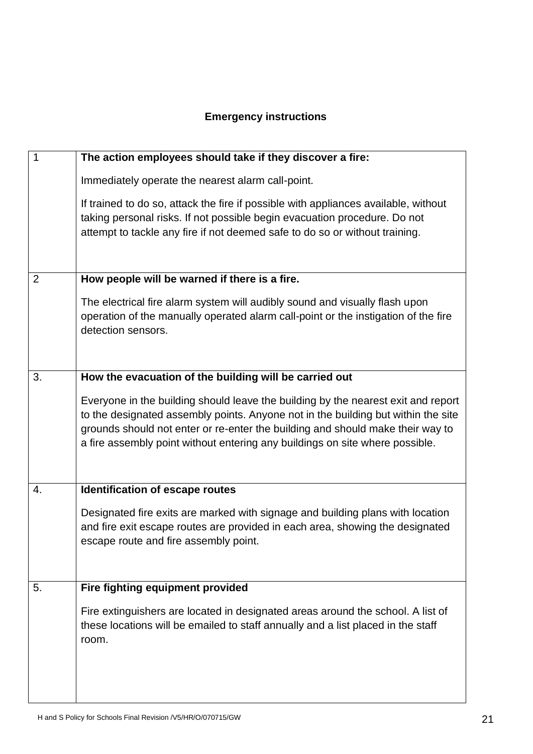**Emergency instructions**

| | |
|---|---|
| 1 | **The action employees should take if they discover a fire:**<br><br>Immediately operate the nearest alarm call-point.<br><br>If trained to do so, attack the fire if possible with appliances available, without taking personal risks. If not possible begin evacuation procedure. Do not attempt to tackle any fire if not deemed safe to do so or without training. |
| 2 | **How people will be warned if there is a fire.**<br><br>The electrical fire alarm system will audibly sound and visually flash upon operation of the manually operated alarm call-point or the instigation of the fire detection sensors. |
| 3. | **How the evacuation of the building will be carried out**<br><br>Everyone in the building should leave the building by the nearest exit and report to the designated assembly points. Anyone not in the building but within the site grounds should not enter or re-enter the building and should make their way to a fire assembly point without entering any buildings on site where possible. |
| 4. | **Identification of escape routes**<br><br>Designated fire exits are marked with signage and building plans with location and fire exit escape routes are provided in each area, showing the designated escape route and fire assembly point. |
| 5. | **Fire fighting equipment provided**<br><br>Fire extinguishers are located in designated areas around the school. A list of these locations will be emailed to staff annually and a list placed in the staff room. |

H and S Policy for Schools Final Revision /V5/HR/O/070715/GW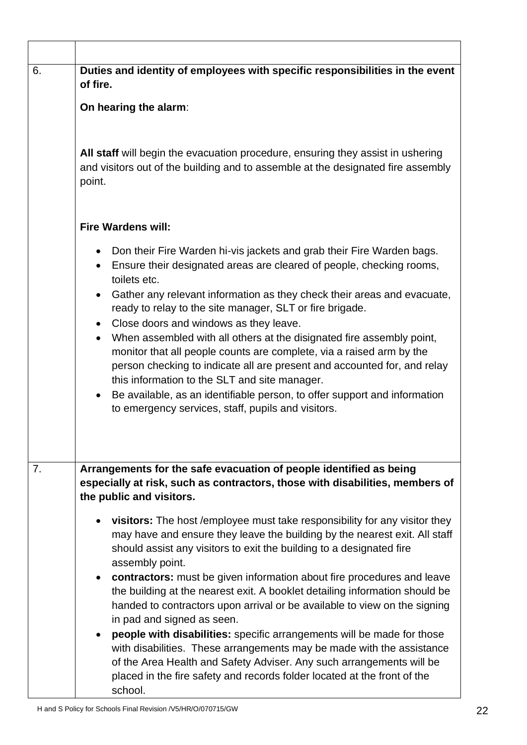| | |
|---|---|
| | |
| 6. | **Duties and identity of employees with specific responsibilities in the event of fire.**<br><br>**On hearing the alarm**:<br><br>**All staff** will begin the evacuation procedure, ensuring they assist in ushering and visitors out of the building and to assemble at the designated fire assembly point.<br><br>**Fire Wardens will:**<br><br>• Don their Fire Warden hi-vis jackets and grab their Fire Warden bags.<br>• Ensure their designated areas are cleared of people, checking rooms, toilets etc.<br>• Gather any relevant information as they check their areas and evacuate, ready to relay to the site manager, SLT or fire brigade.<br>• Close doors and windows as they leave.<br>• When assembled with all others at the disignated fire assembly point, monitor that all people counts are complete, via a raised arm by the person checking to indicate all are present and accounted for, and relay this information to the SLT and site manager.<br>• Be available, as an identifiable person, to offer support and information to emergency services, staff, pupils and visitors. |
| 7. | **Arrangements for the safe evacuation of people identified as being especially at risk, such as contractors, those with disabilities, members of the public and visitors.**<br><br>• **visitors:** The host /employee must take responsibility for any visitor they may have and ensure they leave the building by the nearest exit. All staff should assist any visitors to exit the building to a designated fire assembly point.<br>• **contractors:** must be given information about fire procedures and leave the building at the nearest exit. A booklet detailing information should be handed to contractors upon arrival or be available to view on the signing in pad and signed as seen.<br>• **people with disabilities:** specific arrangements will be made for those with disabilities. These arrangements may be made with the assistance of the Area Health and Safety Adviser. Any such arrangements will be placed in the fire safety and records folder located at the front of the school. |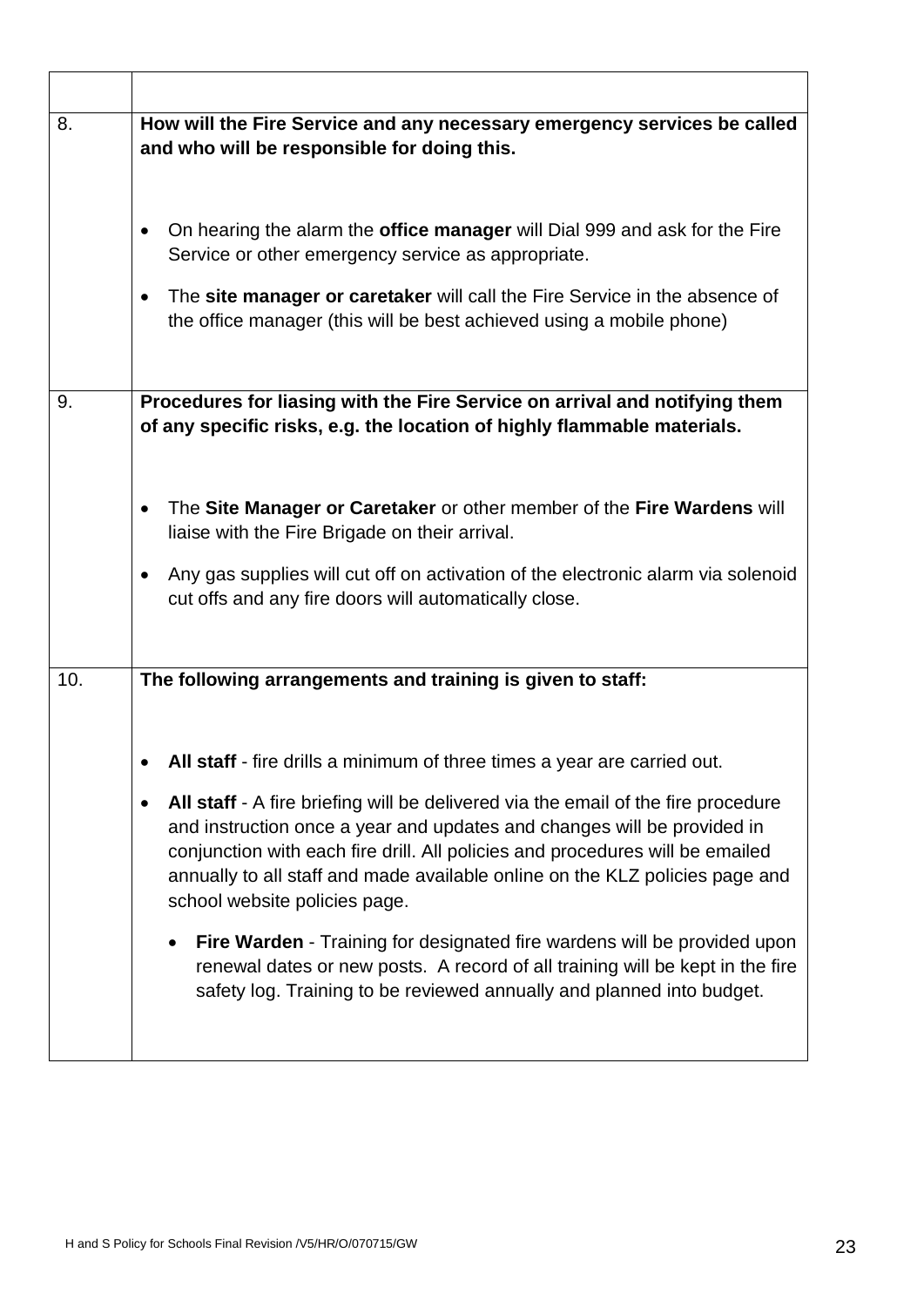| | |
|---|---|
| 8. | **How will the Fire Service and any necessary emergency services be called and who will be responsible for doing this.**<br><br>• On hearing the alarm the **office manager** will Dial 999 and ask for the Fire Service or other emergency service as appropriate.<br>• The **site manager or caretaker** will call the Fire Service in the absence of the office manager (this will be best achieved using a mobile phone) |
| 9. | **Procedures for liasing with the Fire Service on arrival and notifying them of any specific risks, e.g. the location of highly flammable materials.**<br><br>• The **Site Manager or Caretaker** or other member of the **Fire Wardens** will liaise with the Fire Brigade on their arrival.<br>• Any gas supplies will cut off on activation of the electronic alarm via solenoid cut offs and any fire doors will automatically close. |
| 10. | **The following arrangements and training is given to staff:**<br><br>• **All staff** - fire drills a minimum of three times a year are carried out.<br>• **All staff** - A fire briefing will be delivered via the email of the fire procedure and instruction once a year and updates and changes will be provided in conjunction with each fire drill. All policies and procedures will be emailed annually to all staff and made available online on the KLZ policies page and school website policies page.<br>  • **Fire Warden** - Training for designated fire wardens will be provided upon renewal dates or new posts. A record of all training will be kept in the fire safety log. Training to be reviewed annually and planned into budget. |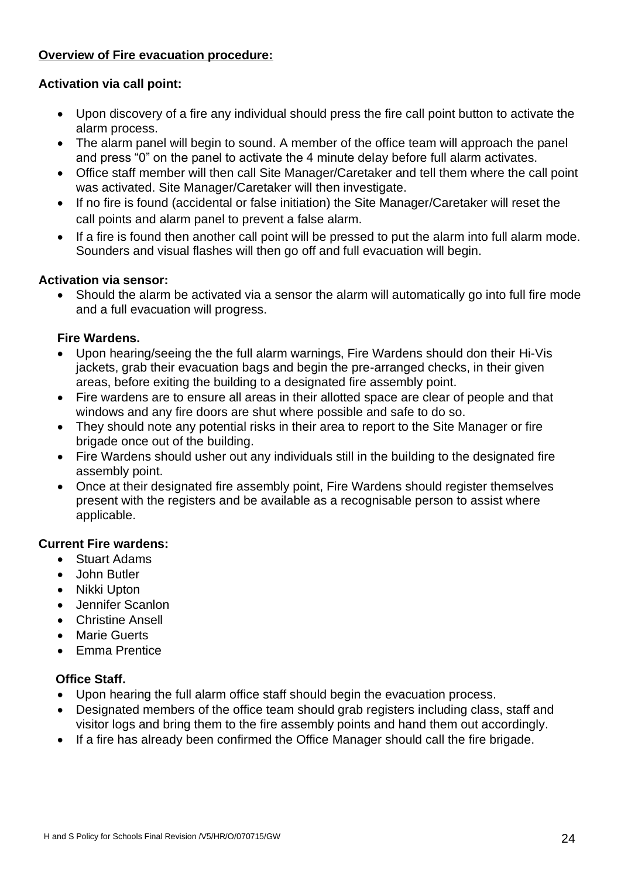**Overview of Fire evacuation procedure:**

**Activation via call point:**

- Upon discovery of a fire any individual should press the fire call point button to activate the alarm process.
- The alarm panel will begin to sound. A member of the office team will approach the panel and press "0" on the panel to activate the 4 minute delay before full alarm activates.
- Office staff member will then call Site Manager/Caretaker and tell them where the call point was activated. Site Manager/Caretaker will then investigate.
- If no fire is found (accidental or false initiation) the Site Manager/Caretaker will reset the call points and alarm panel to prevent a false alarm.
- If a fire is found then another call point will be pressed to put the alarm into full alarm mode. Sounders and visual flashes will then go off and full evacuation will begin.

**Activation via sensor:**

- Should the alarm be activated via a sensor the alarm will automatically go into full fire mode and a full evacuation will progress.

**Fire Wardens.**

- Upon hearing/seeing the the full alarm warnings, Fire Wardens should don their Hi-Vis jackets, grab their evacuation bags and begin the pre-arranged checks, in their given areas, before exiting the building to a designated fire assembly point.
- Fire wardens are to ensure all areas in their allotted space are clear of people and that windows and any fire doors are shut where possible and safe to do so.
- They should note any potential risks in their area to report to the Site Manager or fire brigade once out of the building.
- Fire Wardens should usher out any individuals still in the building to the designated fire assembly point.
- Once at their designated fire assembly point, Fire Wardens should register themselves present with the registers and be available as a recognisable person to assist where applicable.

**Current Fire wardens:**

- Stuart Adams
- John Butler
- Nikki Upton
- Jennifer Scanlon
- Christine Ansell
- Marie Guerts
- Emma Prentice

**Office Staff.**

- Upon hearing the full alarm office staff should begin the evacuation process.
- Designated members of the office team should grab registers including class, staff and visitor logs and bring them to the fire assembly points and hand them out accordingly.
- If a fire has already been confirmed the Office Manager should call the fire brigade.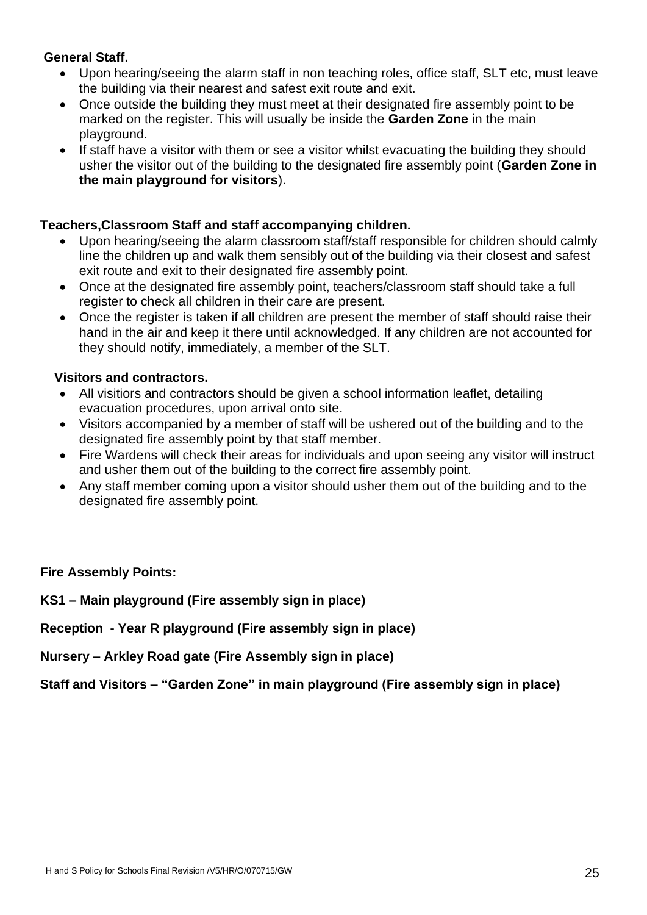**General Staff.**

- Upon hearing/seeing the alarm staff in non teaching roles, office staff, SLT etc, must leave the building via their nearest and safest exit route and exit.
- Once outside the building they must meet at their designated fire assembly point to be marked on the register. This will usually be inside the **Garden Zone** in the main playground.
- If staff have a visitor with them or see a visitor whilst evacuating the building they should usher the visitor out of the building to the designated fire assembly point (**Garden Zone in the main playground for visitors**).

**Teachers,Classroom Staff and staff accompanying children.**

- Upon hearing/seeing the alarm classroom staff/staff responsible for children should calmly line the children up and walk them sensibly out of the building via their closest and safest exit route and exit to their designated fire assembly point.
- Once at the designated fire assembly point, teachers/classroom staff should take a full register to check all children in their care are present.
- Once the register is taken if all children are present the member of staff should raise their hand in the air and keep it there until acknowledged. If any children are not accounted for they should notify, immediately, a member of the SLT.

**Visitors and contractors.**

- All visitiors and contractors should be given a school information leaflet, detailing evacuation procedures, upon arrival onto site.
- Visitors accompanied by a member of staff will be ushered out of the building and to the designated fire assembly point by that staff member.
- Fire Wardens will check their areas for individuals and upon seeing any visitor will instruct and usher them out of the building to the correct fire assembly point.
- Any staff member coming upon a visitor should usher them out of the building and to the designated fire assembly point.

**Fire Assembly Points:**

**KS1 – Main playground (Fire assembly sign in place)**

**Reception - Year R playground (Fire assembly sign in place)**

**Nursery – Arkley Road gate (Fire Assembly sign in place)**

**Staff and Visitors – "Garden Zone" in main playground (Fire assembly sign in place)**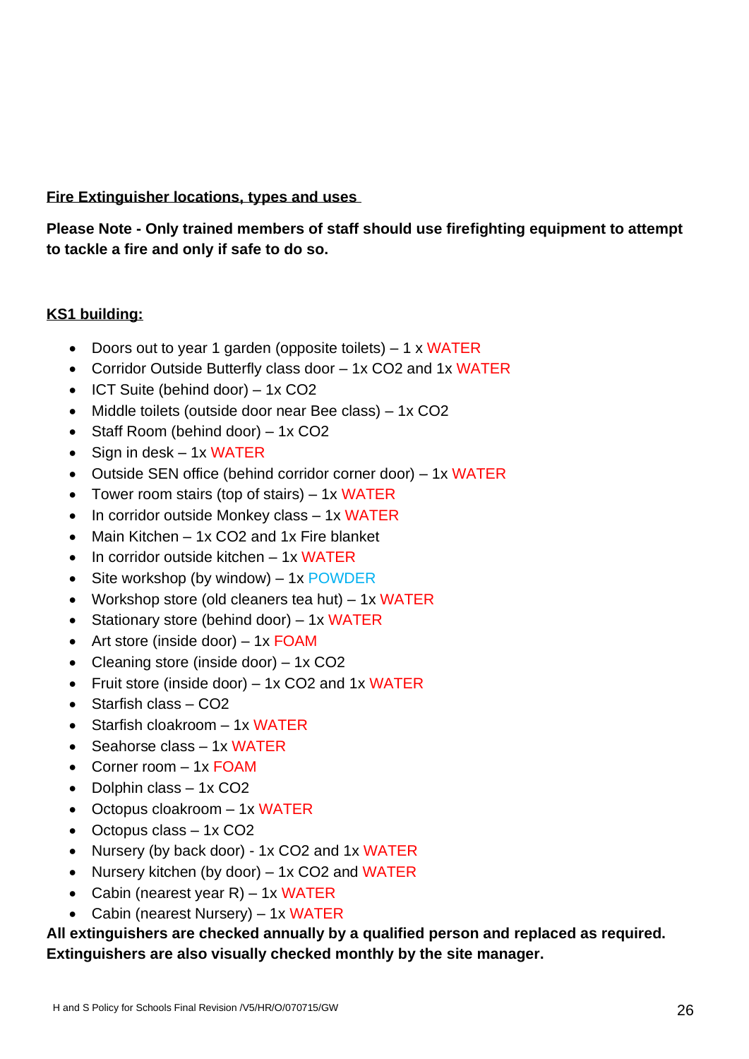**Fire Extinguisher locations, types and uses**

**Please Note - Only trained members of staff should use firefighting equipment to attempt to tackle a fire and only if safe to do so.**

**KS1 building:**

- Doors out to year 1 garden (opposite toilets) – 1 x WATER
- Corridor Outside Butterfly class door – 1x $CO_2$ and 1x WATER
- ICT Suite (behind door) – 1x $CO_2$
- Middle toilets (outside door near Bee class) – 1x $CO_2$
- Staff Room (behind door) – 1x $CO_2$
- Sign in desk – 1x WATER
- Outside SEN office (behind corridor corner door) – 1x WATER
- Tower room stairs (top of stairs) – 1x WATER
- In corridor outside Monkey class – 1x WATER
- Main Kitchen – 1x $CO_2$ and 1x Fire blanket
- In corridor outside kitchen – 1x WATER
- Site workshop (by window) – 1x POWDER
- Workshop store (old cleaners tea hut) – 1x WATER
- Stationary store (behind door) – 1x WATER
- Art store (inside door) – 1x FOAM
- Cleaning store (inside door) – 1x $CO_2$
- Fruit store (inside door) – 1x $CO_2$ and 1x WATER
- Starfish class – $CO_2$
- Starfish cloakroom – 1x WATER
- Seahorse class – 1x WATER
- Corner room – 1x FOAM
- Dolphin class – 1x $CO_2$
- Octopus cloakroom – 1x WATER
- Octopus class – 1x $CO_2$
- Nursery (by back door) - 1x $CO_2$ and 1x WATER
- Nursery kitchen (by door) – 1x $CO_2$ and WATER
- Cabin (nearest year R) – 1x WATER
- Cabin (nearest Nursery) – 1x WATER

**All extinguishers are checked annually by a qualified person and replaced as required. Extinguishers are also visually checked monthly by the site manager.**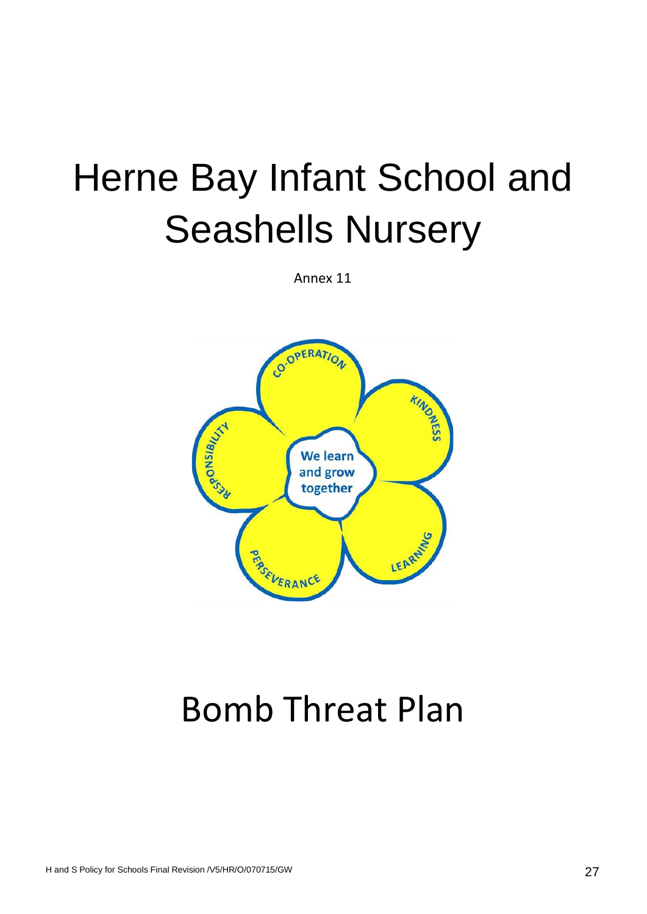# Herne Bay Infant School and Seashells Nursery

Annex 11

# Bomb Threat Plan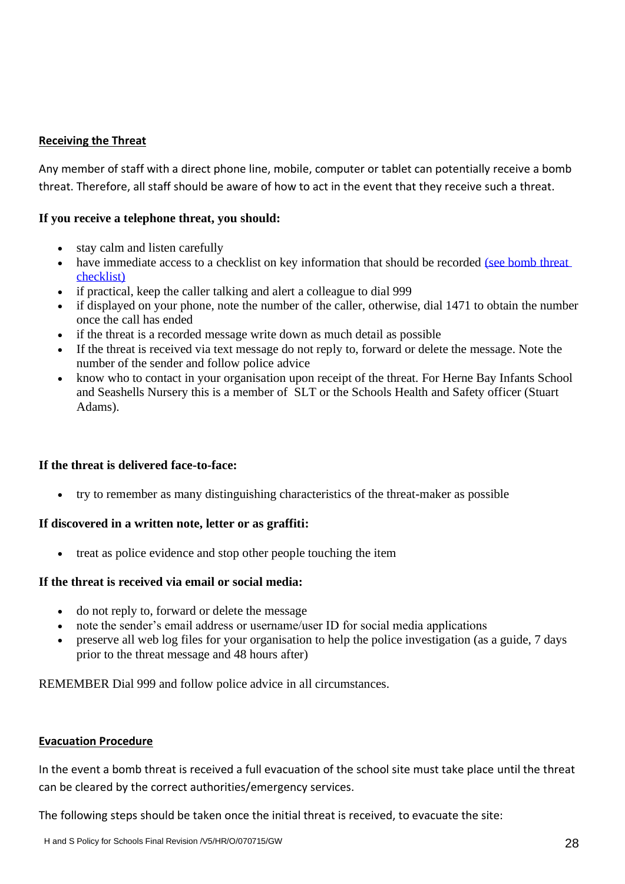## Receiving the Threat

Any member of staff with a direct phone line, mobile, computer or tablet can potentially receive a bomb threat. Therefore, all staff should be aware of how to act in the event that they receive such a threat.

**If you receive a telephone threat, you should:**

- stay calm and listen carefully
- have immediate access to a checklist on key information that should be recorded (see bomb threat checklist)
- if practical, keep the caller talking and alert a colleague to dial 999
- if displayed on your phone, note the number of the caller, otherwise, dial 1471 to obtain the number once the call has ended
- if the threat is a recorded message write down as much detail as possible
- If the threat is received via text message do not reply to, forward or delete the message. Note the number of the sender and follow police advice
- know who to contact in your organisation upon receipt of the threat. For Herne Bay Infants School and Seashells Nursery this is a member of SLT or the Schools Health and Safety officer (Stuart Adams).

**If the threat is delivered face-to-face:**

- try to remember as many distinguishing characteristics of the threat-maker as possible

**If discovered in a written note, letter or as graffiti:**

- treat as police evidence and stop other people touching the item

**If the threat is received via email or social media:**

- do not reply to, forward or delete the message
- note the sender's email address or username/user ID for social media applications
- preserve all web log files for your organisation to help the police investigation (as a guide, 7 days prior to the threat message and 48 hours after)

REMEMBER Dial 999 and follow police advice in all circumstances.

## Evacuation Procedure

In the event a bomb threat is received a full evacuation of the school site must take place until the threat can be cleared by the correct authorities/emergency services.

The following steps should be taken once the initial threat is received, to evacuate the site: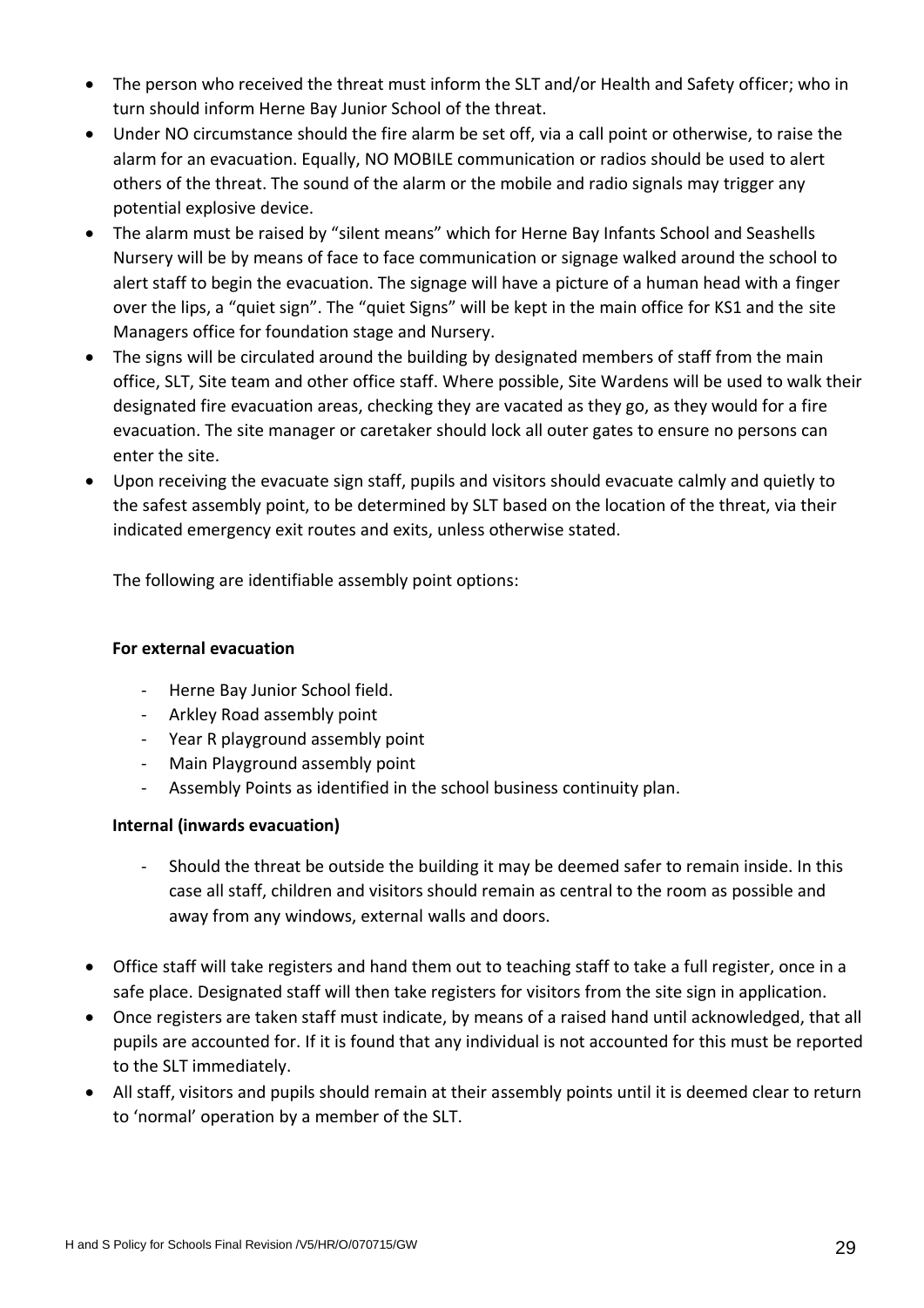- The person who received the threat must inform the SLT and/or Health and Safety officer; who in turn should inform Herne Bay Junior School of the threat.
- Under NO circumstance should the fire alarm be set off, via a call point or otherwise, to raise the alarm for an evacuation. Equally, NO MOBILE communication or radios should be used to alert others of the threat. The sound of the alarm or the mobile and radio signals may trigger any potential explosive device.
- The alarm must be raised by "silent means" which for Herne Bay Infants School and Seashells Nursery will be by means of face to face communication or signage walked around the school to alert staff to begin the evacuation. The signage will have a picture of a human head with a finger over the lips, a "quiet sign". The "quiet Signs" will be kept in the main office for KS1 and the site Managers office for foundation stage and Nursery.
- The signs will be circulated around the building by designated members of staff from the main office, SLT, Site team and other office staff. Where possible, Site Wardens will be used to walk their designated fire evacuation areas, checking they are vacated as they go, as they would for a fire evacuation. The site manager or caretaker should lock all outer gates to ensure no persons can enter the site.
- Upon receiving the evacuate sign staff, pupils and visitors should evacuate calmly and quietly to the safest assembly point, to be determined by SLT based on the location of the threat, via their indicated emergency exit routes and exits, unless otherwise stated.

  The following are identifiable assembly point options:

  **For external evacuation**

  - Herne Bay Junior School field.
  - Arkley Road assembly point
  - Year R playground assembly point
  - Main Playground assembly point
  - Assembly Points as identified in the school business continuity plan.

  **Internal (inwards evacuation)**

  - Should the threat be outside the building it may be deemed safer to remain inside. In this case all staff, children and visitors should remain as central to the room as possible and away from any windows, external walls and doors.

- Office staff will take registers and hand them out to teaching staff to take a full register, once in a safe place. Designated staff will then take registers for visitors from the site sign in application.
- Once registers are taken staff must indicate, by means of a raised hand until acknowledged, that all pupils are accounted for. If it is found that any individual is not accounted for this must be reported to the SLT immediately.
- All staff, visitors and pupils should remain at their assembly points until it is deemed clear to return to 'normal' operation by a member of the SLT.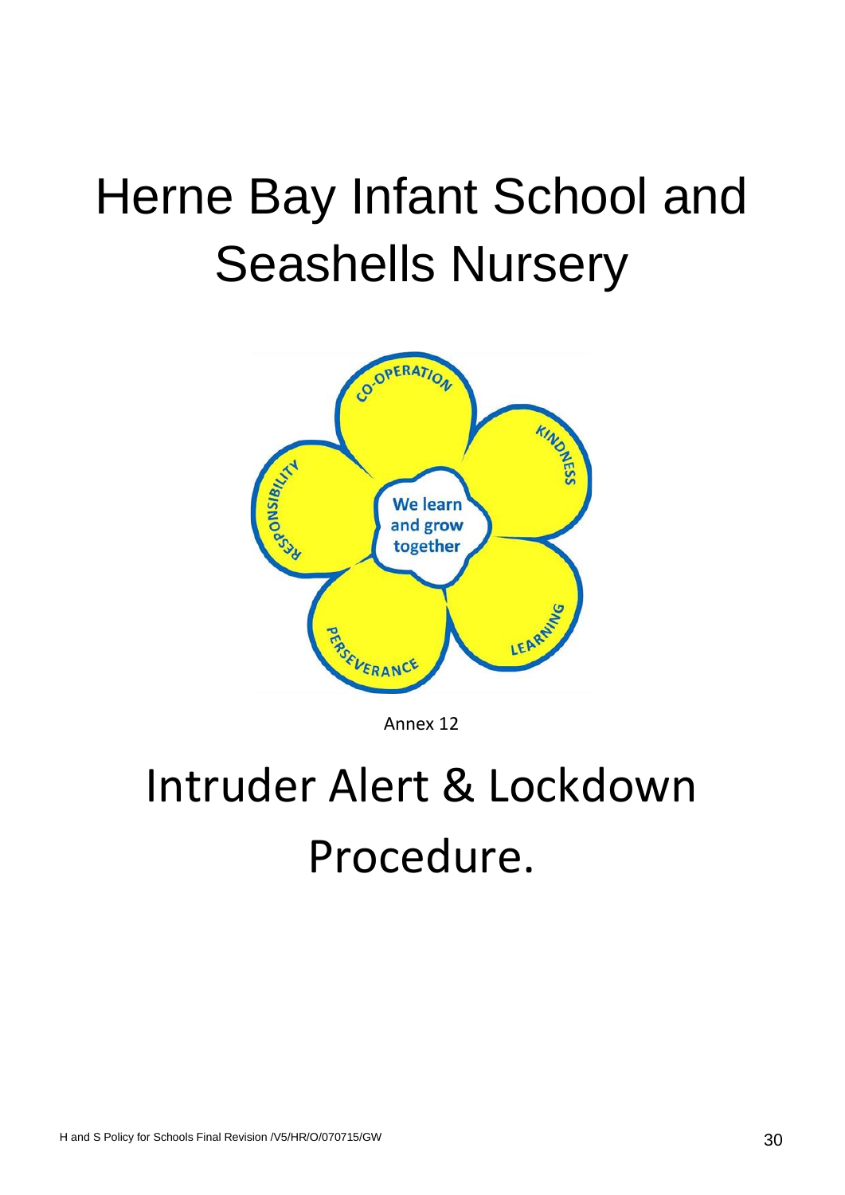# Herne Bay Infant School and Seashells Nursery

Annex 12

# Intruder Alert & Lockdown Procedure.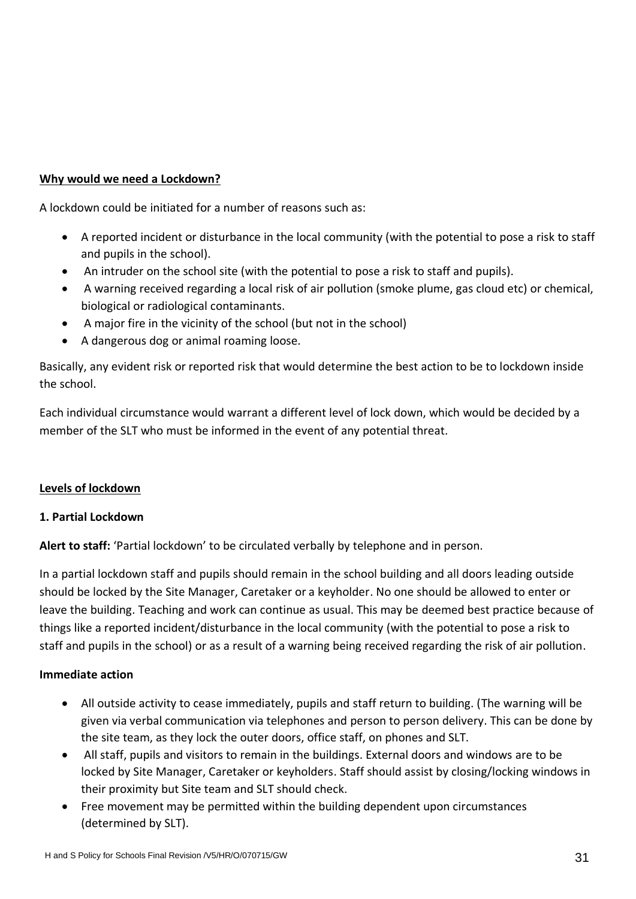## Why would we need a Lockdown?

A lockdown could be initiated for a number of reasons such as:

- A reported incident or disturbance in the local community (with the potential to pose a risk to staff and pupils in the school).
- An intruder on the school site (with the potential to pose a risk to staff and pupils).
- A warning received regarding a local risk of air pollution (smoke plume, gas cloud etc) or chemical, biological or radiological contaminants.
- A major fire in the vicinity of the school (but not in the school)
- A dangerous dog or animal roaming loose.

Basically, any evident risk or reported risk that would determine the best action to be to lockdown inside the school.

Each individual circumstance would warrant a different level of lock down, which would be decided by a member of the SLT who must be informed in the event of any potential threat.

## Levels of lockdown

### 1. Partial Lockdown

**Alert to staff:** 'Partial lockdown' to be circulated verbally by telephone and in person.

In a partial lockdown staff and pupils should remain in the school building and all doors leading outside should be locked by the Site Manager, Caretaker or a keyholder. No one should be allowed to enter or leave the building. Teaching and work can continue as usual. This may be deemed best practice because of things like a reported incident/disturbance in the local community (with the potential to pose a risk to staff and pupils in the school) or as a result of a warning being received regarding the risk of air pollution.

**Immediate action**

- All outside activity to cease immediately, pupils and staff return to building. (The warning will be given via verbal communication via telephones and person to person delivery. This can be done by the site team, as they lock the outer doors, office staff, on phones and SLT.
- All staff, pupils and visitors to remain in the buildings. External doors and windows are to be locked by Site Manager, Caretaker or keyholders. Staff should assist by closing/locking windows in their proximity but Site team and SLT should check.
- Free movement may be permitted within the building dependent upon circumstances (determined by SLT).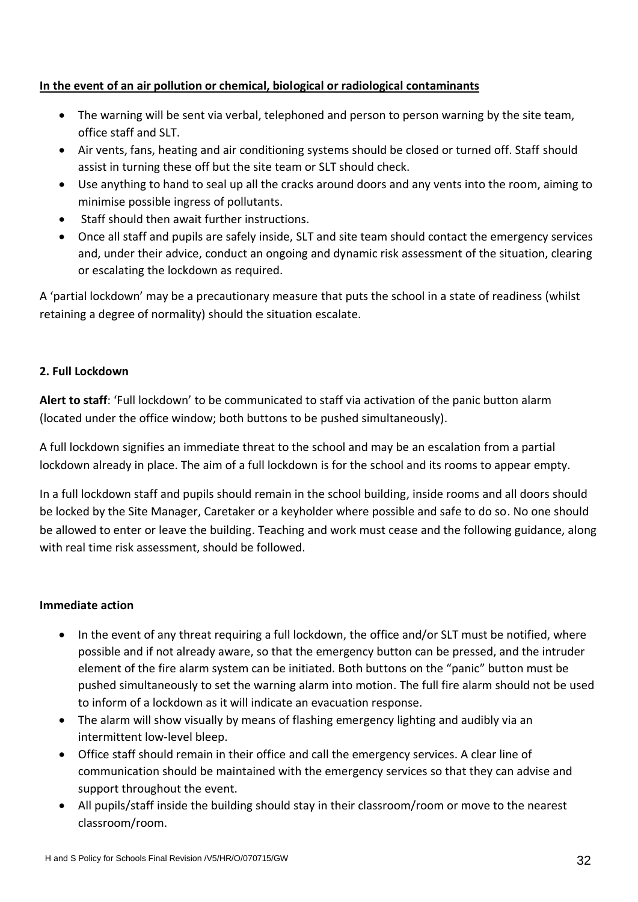**In the event of an air pollution or chemical, biological or radiological contaminants**

- The warning will be sent via verbal, telephoned and person to person warning by the site team, office staff and SLT.
- Air vents, fans, heating and air conditioning systems should be closed or turned off. Staff should assist in turning these off but the site team or SLT should check.
- Use anything to hand to seal up all the cracks around doors and any vents into the room, aiming to minimise possible ingress of pollutants.
- Staff should then await further instructions.
- Once all staff and pupils are safely inside, SLT and site team should contact the emergency services and, under their advice, conduct an ongoing and dynamic risk assessment of the situation, clearing or escalating the lockdown as required.

A 'partial lockdown' may be a precautionary measure that puts the school in a state of readiness (whilst retaining a degree of normality) should the situation escalate.

**2. Full Lockdown**

**Alert to staff**: 'Full lockdown' to be communicated to staff via activation of the panic button alarm (located under the office window; both buttons to be pushed simultaneously).

A full lockdown signifies an immediate threat to the school and may be an escalation from a partial lockdown already in place. The aim of a full lockdown is for the school and its rooms to appear empty.

In a full lockdown staff and pupils should remain in the school building, inside rooms and all doors should be locked by the Site Manager, Caretaker or a keyholder where possible and safe to do so. No one should be allowed to enter or leave the building. Teaching and work must cease and the following guidance, along with real time risk assessment, should be followed.

**Immediate action**

- In the event of any threat requiring a full lockdown, the office and/or SLT must be notified, where possible and if not already aware, so that the emergency button can be pressed, and the intruder element of the fire alarm system can be initiated. Both buttons on the "panic" button must be pushed simultaneously to set the warning alarm into motion. The full fire alarm should not be used to inform of a lockdown as it will indicate an evacuation response.
- The alarm will show visually by means of flashing emergency lighting and audibly via an intermittent low-level bleep.
- Office staff should remain in their office and call the emergency services. A clear line of communication should be maintained with the emergency services so that they can advise and support throughout the event.
- All pupils/staff inside the building should stay in their classroom/room or move to the nearest classroom/room.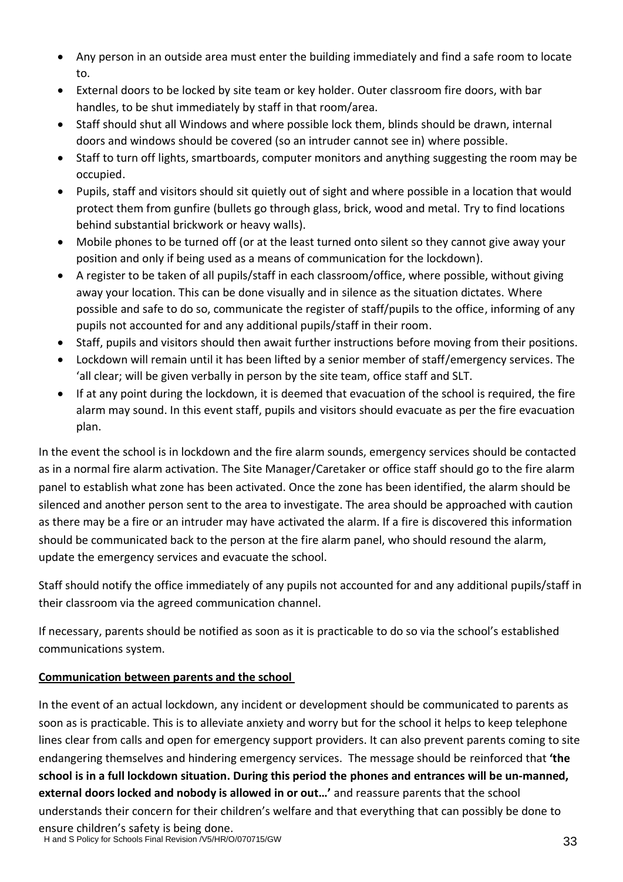- Any person in an outside area must enter the building immediately and find a safe room to locate to.
- External doors to be locked by site team or key holder. Outer classroom fire doors, with bar handles, to be shut immediately by staff in that room/area.
- Staff should shut all Windows and where possible lock them, blinds should be drawn, internal doors and windows should be covered (so an intruder cannot see in) where possible.
- Staff to turn off lights, smartboards, computer monitors and anything suggesting the room may be occupied.
- Pupils, staff and visitors should sit quietly out of sight and where possible in a location that would protect them from gunfire (bullets go through glass, brick, wood and metal. Try to find locations behind substantial brickwork or heavy walls).
- Mobile phones to be turned off (or at the least turned onto silent so they cannot give away your position and only if being used as a means of communication for the lockdown).
- A register to be taken of all pupils/staff in each classroom/office, where possible, without giving away your location. This can be done visually and in silence as the situation dictates. Where possible and safe to do so, communicate the register of staff/pupils to the office, informing of any pupils not accounted for and any additional pupils/staff in their room.
- Staff, pupils and visitors should then await further instructions before moving from their positions.
- Lockdown will remain until it has been lifted by a senior member of staff/emergency services. The 'all clear; will be given verbally in person by the site team, office staff and SLT.
- If at any point during the lockdown, it is deemed that evacuation of the school is required, the fire alarm may sound. In this event staff, pupils and visitors should evacuate as per the fire evacuation plan.

In the event the school is in lockdown and the fire alarm sounds, emergency services should be contacted as in a normal fire alarm activation. The Site Manager/Caretaker or office staff should go to the fire alarm panel to establish what zone has been activated. Once the zone has been identified, the alarm should be silenced and another person sent to the area to investigate. The area should be approached with caution as there may be a fire or an intruder may have activated the alarm. If a fire is discovered this information should be communicated back to the person at the fire alarm panel, who should resound the alarm, update the emergency services and evacuate the school.

Staff should notify the office immediately of any pupils not accounted for and any additional pupils/staff in their classroom via the agreed communication channel.

If necessary, parents should be notified as soon as it is practicable to do so via the school's established communications system.

**Communication between parents and the school**

In the event of an actual lockdown, any incident or development should be communicated to parents as soon as is practicable. This is to alleviate anxiety and worry but for the school it helps to keep telephone lines clear from calls and open for emergency support providers. It can also prevent parents coming to site endangering themselves and hindering emergency services. The message should be reinforced that **'the school is in a full lockdown situation. During this period the phones and entrances will be un-manned, external doors locked and nobody is allowed in or out…'** and reassure parents that the school understands their concern for their children's welfare and that everything that can possibly be done to ensure children's safety is being done.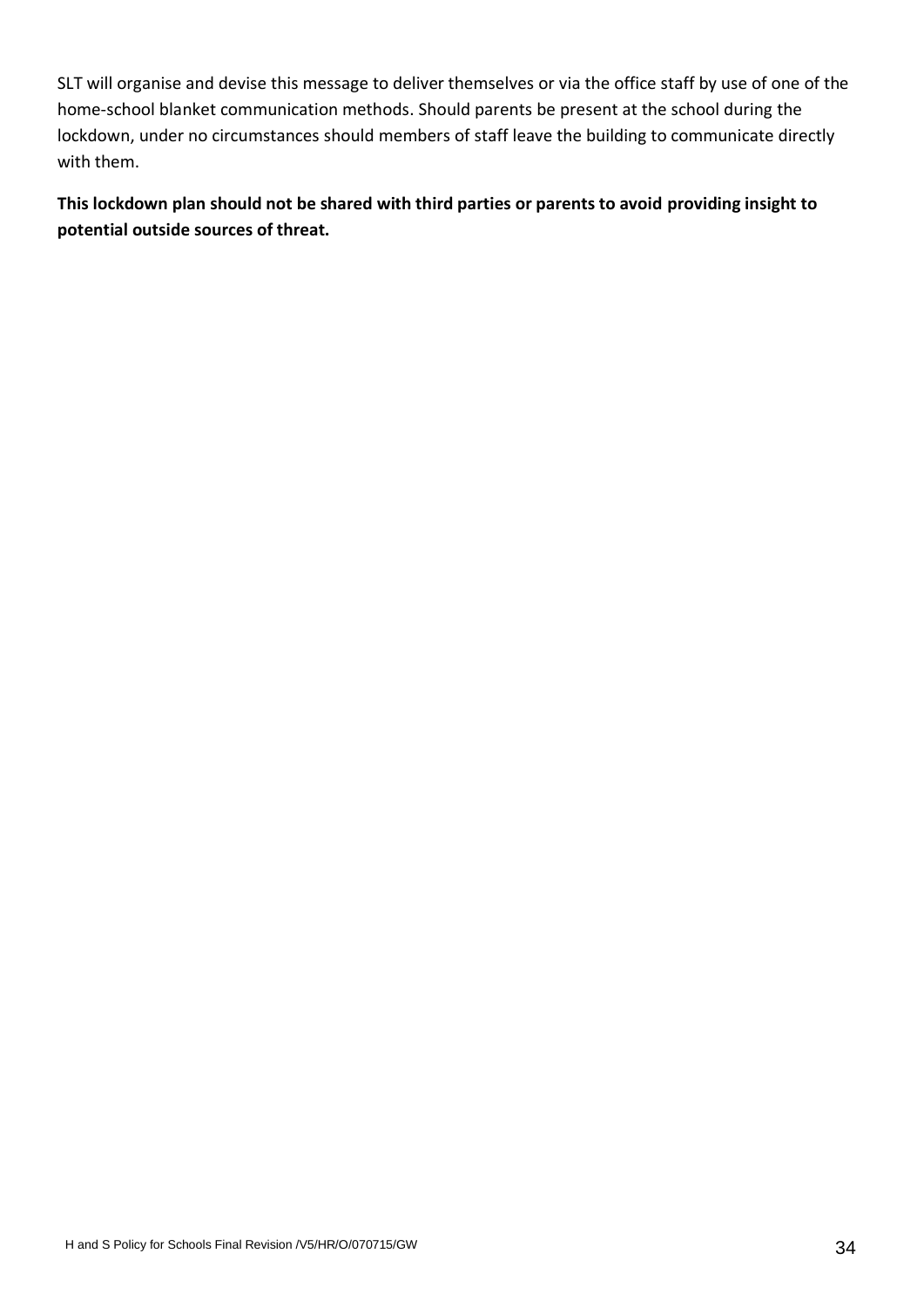SLT will organise and devise this message to deliver themselves or via the office staff by use of one of the home-school blanket communication methods. Should parents be present at the school during the lockdown, under no circumstances should members of staff leave the building to communicate directly with them.

**This lockdown plan should not be shared with third parties or parents to avoid providing insight to potential outside sources of threat.**